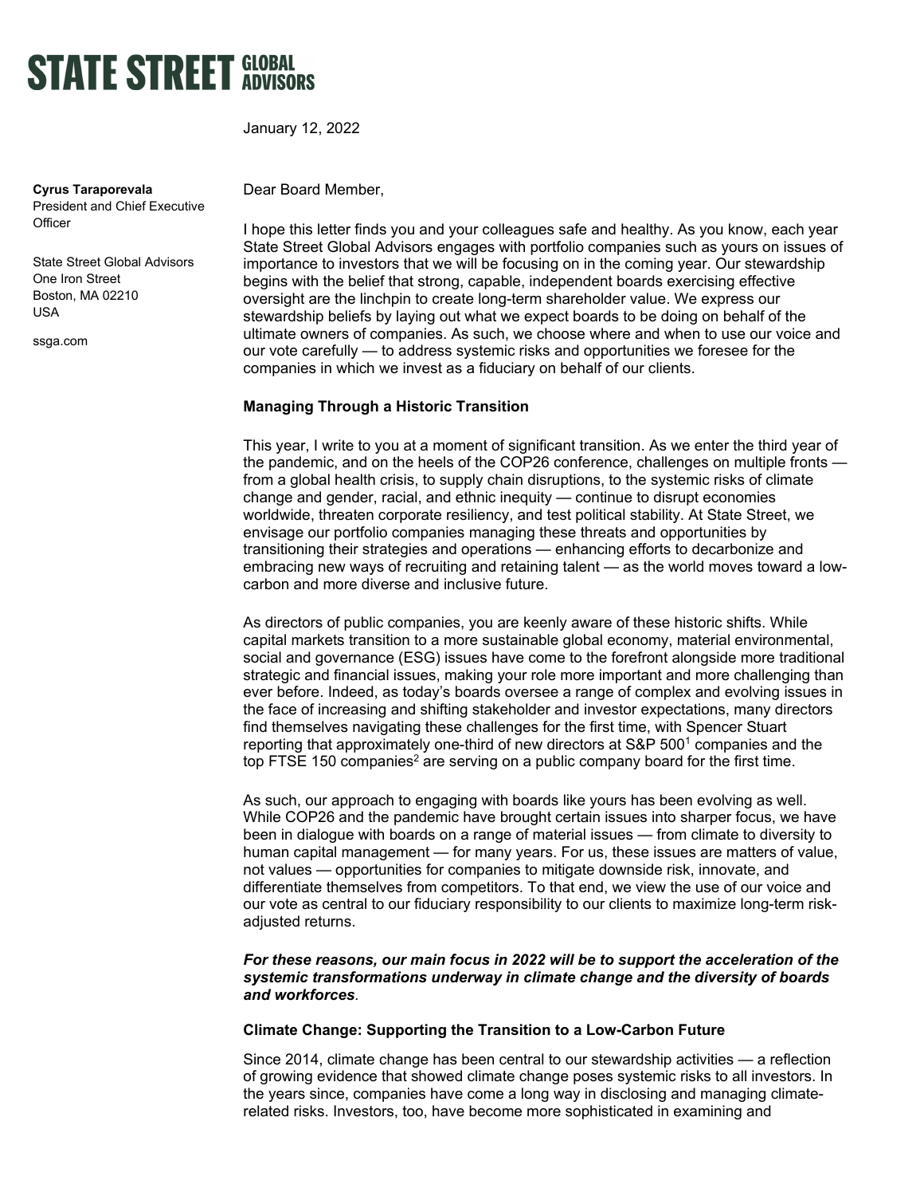# STATE STREET GLOBAL ADVISORS

January 12, 2022

**Cyrus Taraporevala**
President and Chief Executive Officer

State Street Global Advisors
One Iron Street
Boston, MA 02210
USA

ssga.com

Dear Board Member,

I hope this letter finds you and your colleagues safe and healthy. As you know, each year State Street Global Advisors engages with portfolio companies such as yours on issues of importance to investors that we will be focusing on in the coming year. Our stewardship begins with the belief that strong, capable, independent boards exercising effective oversight are the linchpin to create long-term shareholder value. We express our stewardship beliefs by laying out what we expect boards to be doing on behalf of the ultimate owners of companies. As such, we choose where and when to use our voice and our vote carefully — to address systemic risks and opportunities we foresee for the companies in which we invest as a fiduciary on behalf of our clients.

**Managing Through a Historic Transition**

This year, I write to you at a moment of significant transition. As we enter the third year of the pandemic, and on the heels of the COP26 conference, challenges on multiple fronts — from a global health crisis, to supply chain disruptions, to the systemic risks of climate change and gender, racial, and ethnic inequity — continue to disrupt economies worldwide, threaten corporate resiliency, and test political stability. At State Street, we envisage our portfolio companies managing these threats and opportunities by transitioning their strategies and operations — enhancing efforts to decarbonize and embracing new ways of recruiting and retaining talent — as the world moves toward a low-carbon and more diverse and inclusive future.

As directors of public companies, you are keenly aware of these historic shifts. While capital markets transition to a more sustainable global economy, material environmental, social and governance (ESG) issues have come to the forefront alongside more traditional strategic and financial issues, making your role more important and more challenging than ever before. Indeed, as today's boards oversee a range of complex and evolving issues in the face of increasing and shifting stakeholder and investor expectations, many directors find themselves navigating these challenges for the first time, with Spencer Stuart reporting that approximately one-third of new directors at S&P 500[1] companies and the top FTSE 150 companies[2] are serving on a public company board for the first time.

As such, our approach to engaging with boards like yours has been evolving as well. While COP26 and the pandemic have brought certain issues into sharper focus, we have been in dialogue with boards on a range of material issues — from climate to diversity to human capital management — for many years. For us, these issues are matters of value, not values — opportunities for companies to mitigate downside risk, innovate, and differentiate themselves from competitors. To that end, we view the use of our voice and our vote as central to our fiduciary responsibility to our clients to maximize long-term risk-adjusted returns.

***For these reasons, our main focus in 2022 will be to support the acceleration of the systemic transformations underway in climate change and the diversity of boards and workforces*.**

**Climate Change: Supporting the Transition to a Low-Carbon Future**

Since 2014, climate change has been central to our stewardship activities — a reflection of growing evidence that showed climate change poses systemic risks to all investors. In the years since, companies have come a long way in disclosing and managing climate-related risks. Investors, too, have become more sophisticated in examining and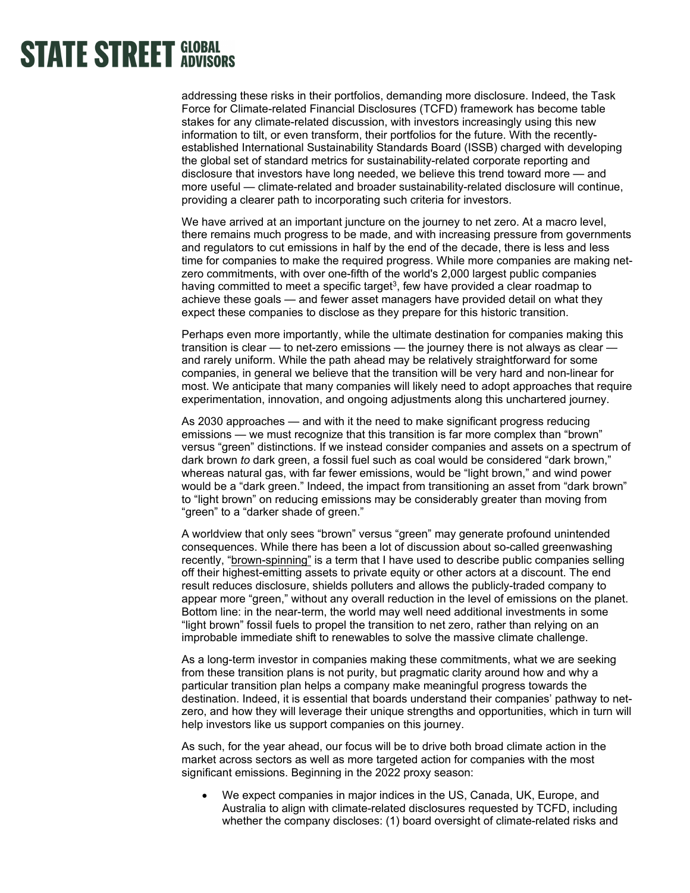addressing these risks in their portfolios, demanding more disclosure. Indeed, the Task Force for Climate-related Financial Disclosures (TCFD) framework has become table stakes for any climate-related discussion, with investors increasingly using this new information to tilt, or even transform, their portfolios for the future. With the recently-established International Sustainability Standards Board (ISSB) charged with developing the global set of standard metrics for sustainability-related corporate reporting and disclosure that investors have long needed, we believe this trend toward more — and more useful — climate-related and broader sustainability-related disclosure will continue, providing a clearer path to incorporating such criteria for investors.

We have arrived at an important juncture on the journey to net zero. At a macro level, there remains much progress to be made, and with increasing pressure from governments and regulators to cut emissions in half by the end of the decade, there is less and less time for companies to make the required progress. While more companies are making net-zero commitments, with over one-fifth of the world's 2,000 largest public companies having committed to meet a specific target[3], few have provided a clear roadmap to achieve these goals — and fewer asset managers have provided detail on what they expect these companies to disclose as they prepare for this historic transition.

Perhaps even more importantly, while the ultimate destination for companies making this transition is clear — to net-zero emissions — the journey there is not always as clear — and rarely uniform. While the path ahead may be relatively straightforward for some companies, in general we believe that the transition will be very hard and non-linear for most. We anticipate that many companies will likely need to adopt approaches that require experimentation, innovation, and ongoing adjustments along this unchartered journey.

As 2030 approaches — and with it the need to make significant progress reducing emissions — we must recognize that this transition is far more complex than "brown" versus "green" distinctions. If we instead consider companies and assets on a spectrum of dark brown *to* dark green, a fossil fuel such as coal would be considered "dark brown," whereas natural gas, with far fewer emissions, would be "light brown," and wind power would be a "dark green." Indeed, the impact from transitioning an asset from "dark brown" to "light brown" on reducing emissions may be considerably greater than moving from "green" to a "darker shade of green."

A worldview that only sees "brown" versus "green" may generate profound unintended consequences. While there has been a lot of discussion about so-called greenwashing recently, "brown-spinning" is a term that I have used to describe public companies selling off their highest-emitting assets to private equity or other actors at a discount. The end result reduces disclosure, shields polluters and allows the publicly-traded company to appear more "green," without any overall reduction in the level of emissions on the planet. Bottom line: in the near-term, the world may well need additional investments in some "light brown" fossil fuels to propel the transition to net zero, rather than relying on an improbable immediate shift to renewables to solve the massive climate challenge.

As a long-term investor in companies making these commitments, what we are seeking from these transition plans is not purity, but pragmatic clarity around how and why a particular transition plan helps a company make meaningful progress towards the destination. Indeed, it is essential that boards understand their companies' pathway to net-zero, and how they will leverage their unique strengths and opportunities, which in turn will help investors like us support companies on this journey.

As such, for the year ahead, our focus will be to drive both broad climate action in the market across sectors as well as more targeted action for companies with the most significant emissions. Beginning in the 2022 proxy season:

- We expect companies in major indices in the US, Canada, UK, Europe, and Australia to align with climate-related disclosures requested by TCFD, including whether the company discloses: (1) board oversight of climate-related risks and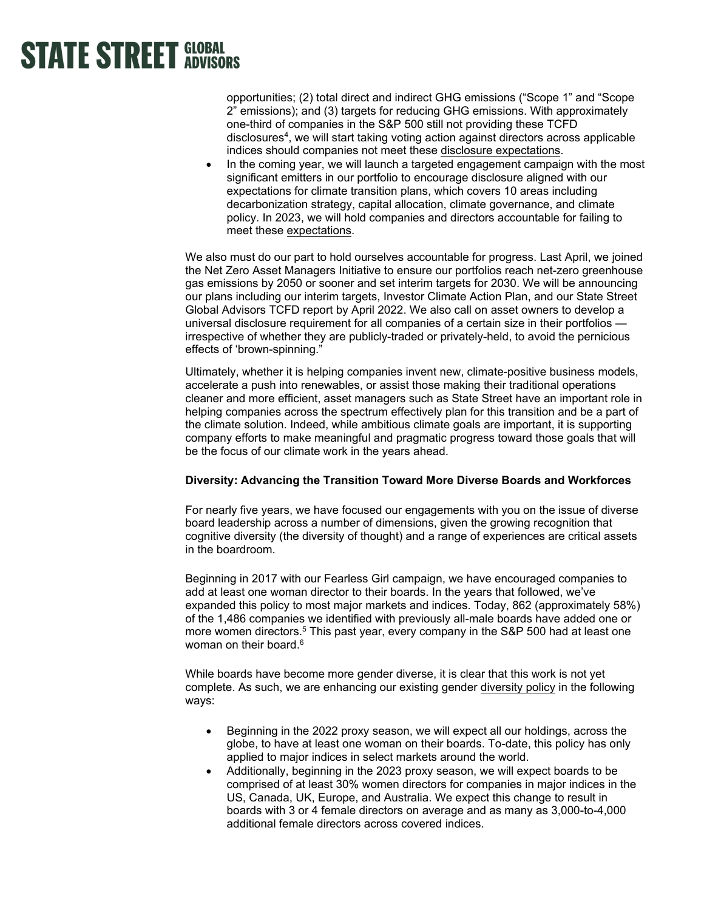opportunities; (2) total direct and indirect GHG emissions ("Scope 1" and "Scope 2" emissions); and (3) targets for reducing GHG emissions. With approximately one-third of companies in the S&P 500 still not providing these TCFD disclosures[4], we will start taking voting action against directors across applicable indices should companies not meet these disclosure expectations.

- In the coming year, we will launch a targeted engagement campaign with the most significant emitters in our portfolio to encourage disclosure aligned with our expectations for climate transition plans, which covers 10 areas including decarbonization strategy, capital allocation, climate governance, and climate policy. In 2023, we will hold companies and directors accountable for failing to meet these expectations.

We also must do our part to hold ourselves accountable for progress. Last April, we joined the Net Zero Asset Managers Initiative to ensure our portfolios reach net-zero greenhouse gas emissions by 2050 or sooner and set interim targets for 2030. We will be announcing our plans including our interim targets, Investor Climate Action Plan, and our State Street Global Advisors TCFD report by April 2022. We also call on asset owners to develop a universal disclosure requirement for all companies of a certain size in their portfolios — irrespective of whether they are publicly-traded or privately-held, to avoid the pernicious effects of 'brown-spinning.'

Ultimately, whether it is helping companies invent new, climate-positive business models, accelerate a push into renewables, or assist those making their traditional operations cleaner and more efficient, asset managers such as State Street have an important role in helping companies across the spectrum effectively plan for this transition and be a part of the climate solution. Indeed, while ambitious climate goals are important, it is supporting company efforts to make meaningful and pragmatic progress toward those goals that will be the focus of our climate work in the years ahead.

**Diversity: Advancing the Transition Toward More Diverse Boards and Workforces**

For nearly five years, we have focused our engagements with you on the issue of diverse board leadership across a number of dimensions, given the growing recognition that cognitive diversity (the diversity of thought) and a range of experiences are critical assets in the boardroom.

Beginning in 2017 with our Fearless Girl campaign, we have encouraged companies to add at least one woman director to their boards. In the years that followed, we've expanded this policy to most major markets and indices. Today, 862 (approximately 58%) of the 1,486 companies we identified with previously all-male boards have added one or more women directors.[5] This past year, every company in the S&P 500 had at least one woman on their board.[6]

While boards have become more gender diverse, it is clear that this work is not yet complete. As such, we are enhancing our existing gender diversity policy in the following ways:

- Beginning in the 2022 proxy season, we will expect all our holdings, across the globe, to have at least one woman on their boards. To-date, this policy has only applied to major indices in select markets around the world.
- Additionally, beginning in the 2023 proxy season, we will expect boards to be comprised of at least 30% women directors for companies in major indices in the US, Canada, UK, Europe, and Australia. We expect this change to result in boards with 3 or 4 female directors on average and as many as 3,000-to-4,000 additional female directors across covered indices.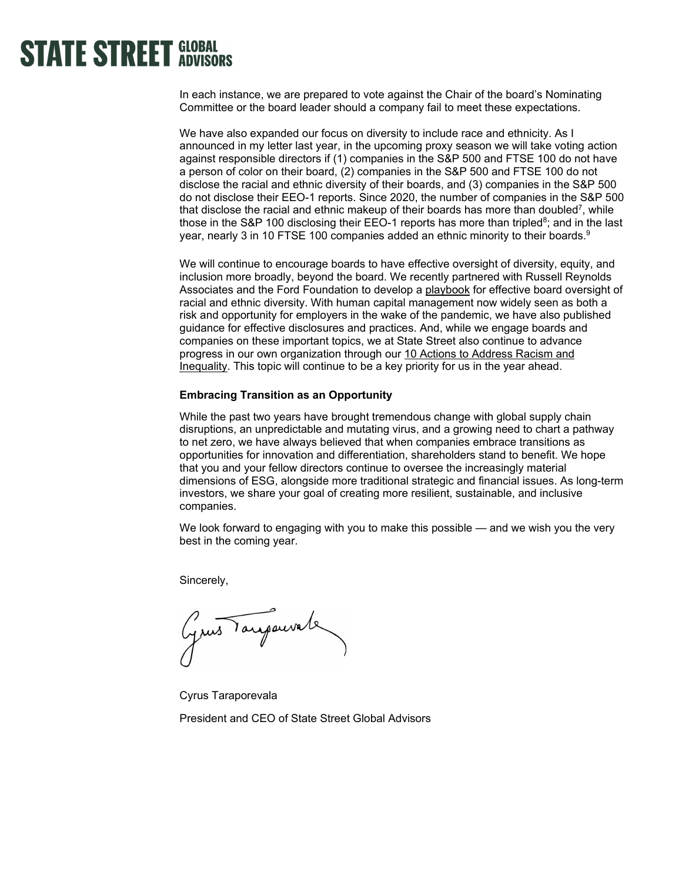In each instance, we are prepared to vote against the Chair of the board's Nominating Committee or the board leader should a company fail to meet these expectations.

We have also expanded our focus on diversity to include race and ethnicity. As I announced in my letter last year, in the upcoming proxy season we will take voting action against responsible directors if (1) companies in the S&P 500 and FTSE 100 do not have a person of color on their board, (2) companies in the S&P 500 and FTSE 100 do not disclose the racial and ethnic diversity of their boards, and (3) companies in the S&P 500 do not disclose their EEO-1 reports. Since 2020, the number of companies in the S&P 500 that disclose the racial and ethnic makeup of their boards has more than doubled[7], while those in the S&P 100 disclosing their EEO-1 reports has more than tripled[8]; and in the last year, nearly 3 in 10 FTSE 100 companies added an ethnic minority to their boards.[9]

We will continue to encourage boards to have effective oversight of diversity, equity, and inclusion more broadly, beyond the board. We recently partnered with Russell Reynolds Associates and the Ford Foundation to develop a playbook for effective board oversight of racial and ethnic diversity. With human capital management now widely seen as both a risk and opportunity for employers in the wake of the pandemic, we have also published guidance for effective disclosures and practices. And, while we engage boards and companies on these important topics, we at State Street also continue to advance progress in our own organization through our 10 Actions to Address Racism and Inequality. This topic will continue to be a key priority for us in the year ahead.

**Embracing Transition as an Opportunity**

While the past two years have brought tremendous change with global supply chain disruptions, an unpredictable and mutating virus, and a growing need to chart a pathway to net zero, we have always believed that when companies embrace transitions as opportunities for innovation and differentiation, shareholders stand to benefit. We hope that you and your fellow directors continue to oversee the increasingly material dimensions of ESG, alongside more traditional strategic and financial issues. As long-term investors, we share your goal of creating more resilient, sustainable, and inclusive companies.

We look forward to engaging with you to make this possible — and we wish you the very best in the coming year.

Sincerely,

Cyrus Taraporevala

President and CEO of State Street Global Advisors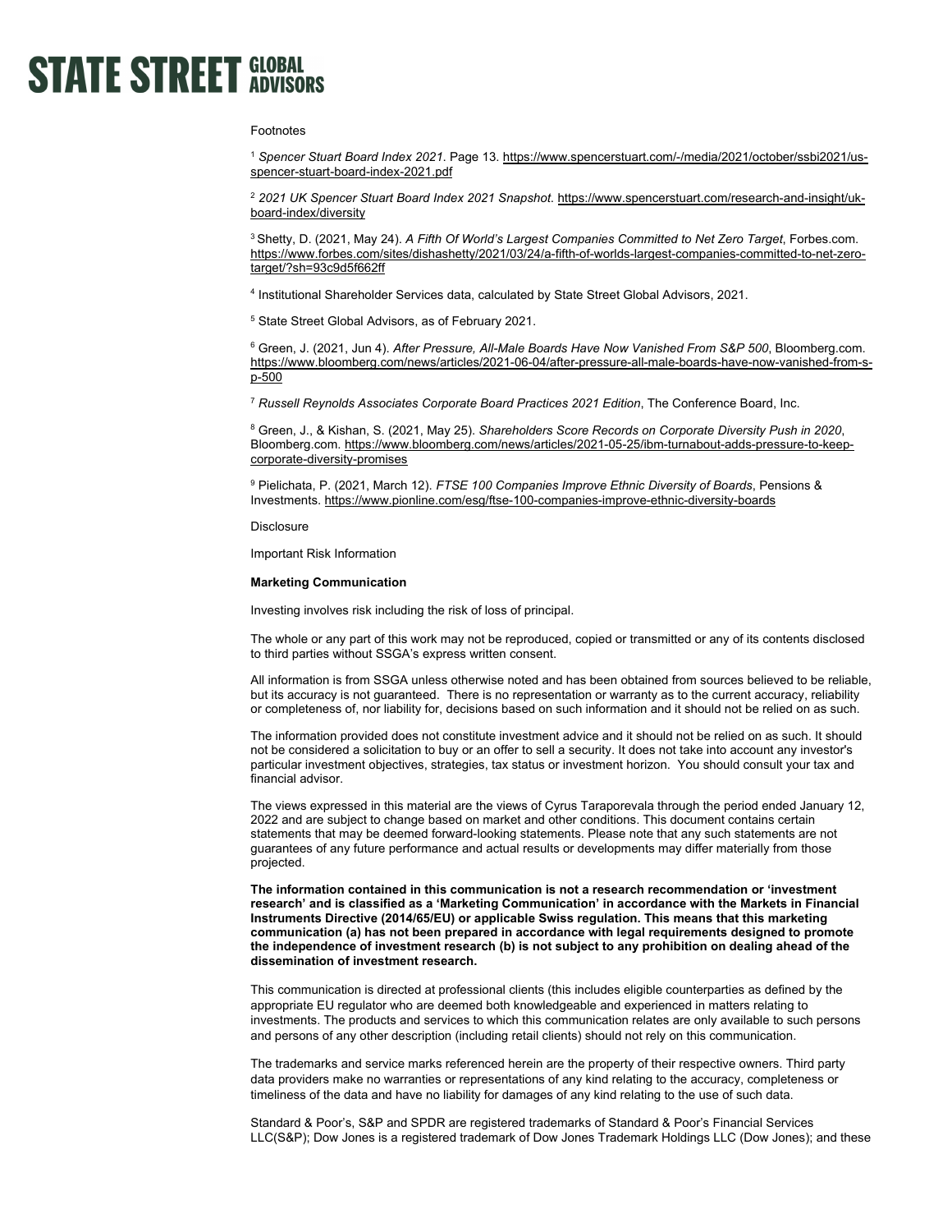Footnotes

[1] *Spencer Stuart Board Index 2021*. Page 13. https://www.spencerstuart.com/-/media/2021/october/ssbi2021/us-spencer-stuart-board-index-2021.pdf

[2] *2021 UK Spencer Stuart Board Index 2021 Snapshot*. https://www.spencerstuart.com/research-and-insight/uk-board-index/diversity

[3] Shetty, D. (2021, May 24). *A Fifth Of World's Largest Companies Committed to Net Zero Target*, Forbes.com. https://www.forbes.com/sites/dishashetty/2021/03/24/a-fifth-of-worlds-largest-companies-committed-to-net-zero-target/?sh=93c9d5f662ff

[4] Institutional Shareholder Services data, calculated by State Street Global Advisors, 2021.

[5] State Street Global Advisors, as of February 2021.

[6] Green, J. (2021, Jun 4). *After Pressure, All-Male Boards Have Now Vanished From S&P 500*, Bloomberg.com. https://www.bloomberg.com/news/articles/2021-06-04/after-pressure-all-male-boards-have-now-vanished-from-s-p-500

[7] *Russell Reynolds Associates Corporate Board Practices 2021 Edition*, The Conference Board, Inc.

[8] Green, J., & Kishan, S. (2021, May 25). *Shareholders Score Records on Corporate Diversity Push in 2020*, Bloomberg.com. https://www.bloomberg.com/news/articles/2021-05-25/ibm-turnabout-adds-pressure-to-keep-corporate-diversity-promises

[9] Pielichata, P. (2021, March 12). *FTSE 100 Companies Improve Ethnic Diversity of Boards*, Pensions & Investments. https://www.pionline.com/esg/ftse-100-companies-improve-ethnic-diversity-boards

Disclosure

Important Risk Information

**Marketing Communication**

Investing involves risk including the risk of loss of principal.

The whole or any part of this work may not be reproduced, copied or transmitted or any of its contents disclosed to third parties without SSGA's express written consent.

All information is from SSGA unless otherwise noted and has been obtained from sources believed to be reliable, but its accuracy is not guaranteed. There is no representation or warranty as to the current accuracy, reliability or completeness of, nor liability for, decisions based on such information and it should not be relied on as such.

The information provided does not constitute investment advice and it should not be relied on as such. It should not be considered a solicitation to buy or an offer to sell a security. It does not take into account any investor's particular investment objectives, strategies, tax status or investment horizon. You should consult your tax and financial advisor.

The views expressed in this material are the views of Cyrus Taraporevala through the period ended January 12, 2022 and are subject to change based on market and other conditions. This document contains certain statements that may be deemed forward-looking statements. Please note that any such statements are not guarantees of any future performance and actual results or developments may differ materially from those projected.

**The information contained in this communication is not a research recommendation or 'investment research' and is classified as a 'Marketing Communication' in accordance with the Markets in Financial Instruments Directive (2014/65/EU) or applicable Swiss regulation. This means that this marketing communication (a) has not been prepared in accordance with legal requirements designed to promote the independence of investment research (b) is not subject to any prohibition on dealing ahead of the dissemination of investment research.**

This communication is directed at professional clients (this includes eligible counterparties as defined by the appropriate EU regulator who are deemed both knowledgeable and experienced in matters relating to investments. The products and services to which this communication relates are only available to such persons and persons of any other description (including retail clients) should not rely on this communication.

The trademarks and service marks referenced herein are the property of their respective owners. Third party data providers make no warranties or representations of any kind relating to the accuracy, completeness or timeliness of the data and have no liability for damages of any kind relating to the use of such data.

Standard & Poor's, S&P and SPDR are registered trademarks of Standard & Poor's Financial Services LLC(S&P); Dow Jones is a registered trademark of Dow Jones Trademark Holdings LLC (Dow Jones); and these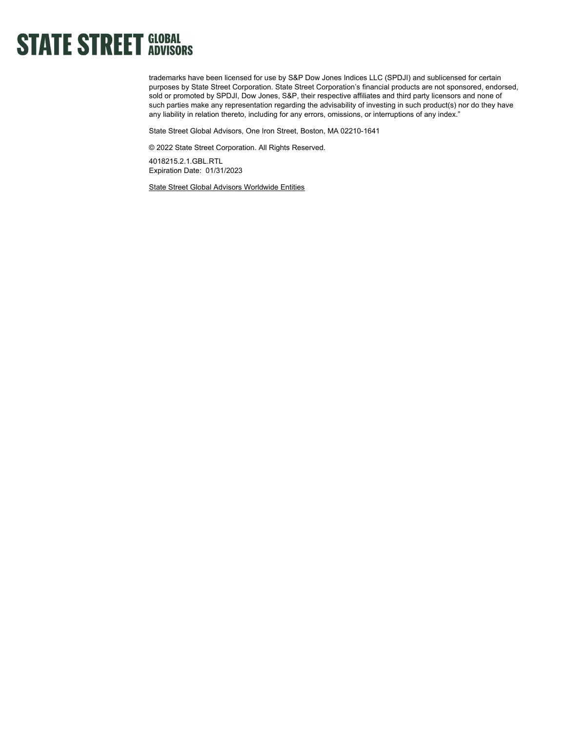trademarks have been licensed for use by S&P Dow Jones Indices LLC (SPDJI) and sublicensed for certain purposes by State Street Corporation. State Street Corporation's financial products are not sponsored, endorsed, sold or promoted by SPDJI, Dow Jones, S&P, their respective affiliates and third party licensors and none of such parties make any representation regarding the advisability of investing in such product(s) nor do they have any liability in relation thereto, including for any errors, omissions, or interruptions of any index."

State Street Global Advisors, One Iron Street, Boston, MA 02210-1641

© 2022 State Street Corporation. All Rights Reserved.

4018215.2.1.GBL.RTL
Expiration Date: 01/31/2023

State Street Global Advisors Worldwide Entities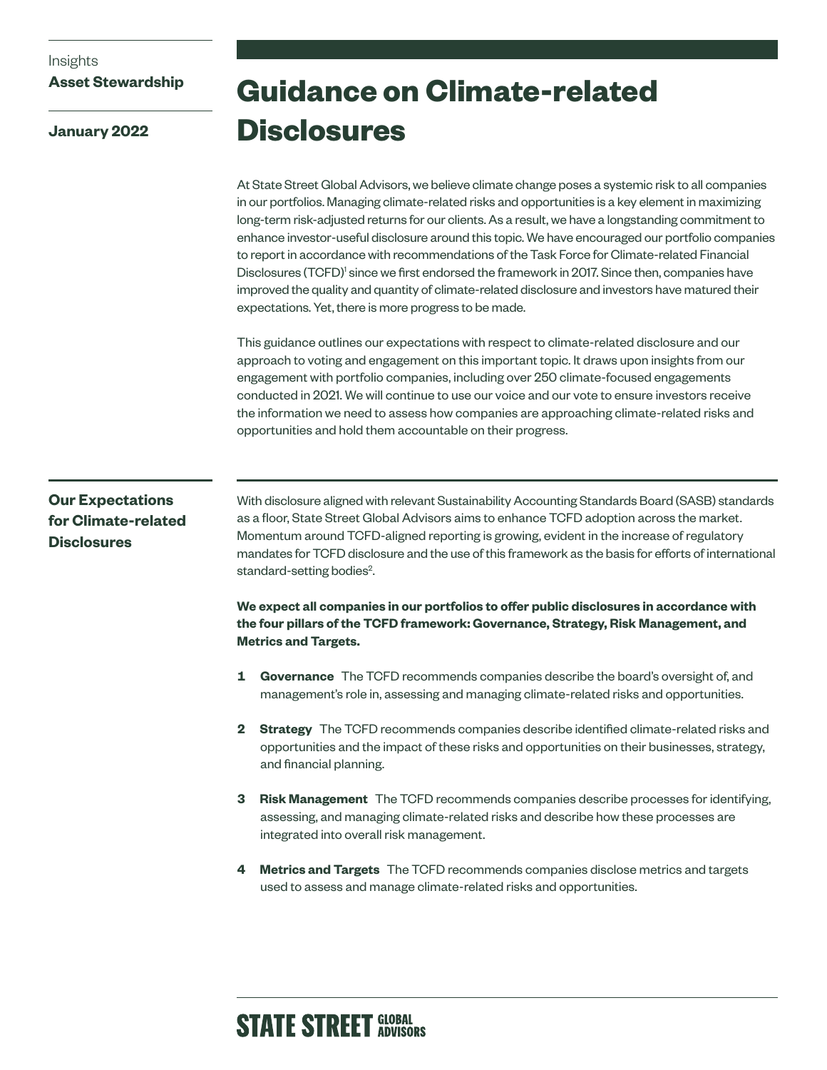Insights
**Asset Stewardship**

**January 2022**

# Guidance on Climate-related Disclosures

At State Street Global Advisors, we believe climate change poses a systemic risk to all companies in our portfolios. Managing climate-related risks and opportunities is a key element in maximizing long-term risk-adjusted returns for our clients. As a result, we have a longstanding commitment to enhance investor-useful disclosure around this topic. We have encouraged our portfolio companies to report in accordance with recommendations of the Task Force for Climate-related Financial Disclosures (TCFD)[1] since we first endorsed the framework in 2017. Since then, companies have improved the quality and quantity of climate-related disclosure and investors have matured their expectations. Yet, there is more progress to be made.

This guidance outlines our expectations with respect to climate-related disclosure and our approach to voting and engagement on this important topic. It draws upon insights from our engagement with portfolio companies, including over 250 climate-focused engagements conducted in 2021. We will continue to use our voice and our vote to ensure investors receive the information we need to assess how companies are approaching climate-related risks and opportunities and hold them accountable on their progress.

## Our Expectations for Climate-related Disclosures

With disclosure aligned with relevant Sustainability Accounting Standards Board (SASB) standards as a floor, State Street Global Advisors aims to enhance TCFD adoption across the market. Momentum around TCFD-aligned reporting is growing, evident in the increase of regulatory mandates for TCFD disclosure and the use of this framework as the basis for efforts of international standard-setting bodies[2].

**We expect all companies in our portfolios to offer public disclosures in accordance with the four pillars of the TCFD framework: Governance, Strategy, Risk Management, and Metrics and Targets.**

1. **Governance** The TCFD recommends companies describe the board's oversight of, and management's role in, assessing and managing climate-related risks and opportunities.
2. **Strategy** The TCFD recommends companies describe identified climate-related risks and opportunities and the impact of these risks and opportunities on their businesses, strategy, and financial planning.
3. **Risk Management** The TCFD recommends companies describe processes for identifying, assessing, and managing climate-related risks and describe how these processes are integrated into overall risk management.
4. **Metrics and Targets** The TCFD recommends companies disclose metrics and targets used to assess and manage climate-related risks and opportunities.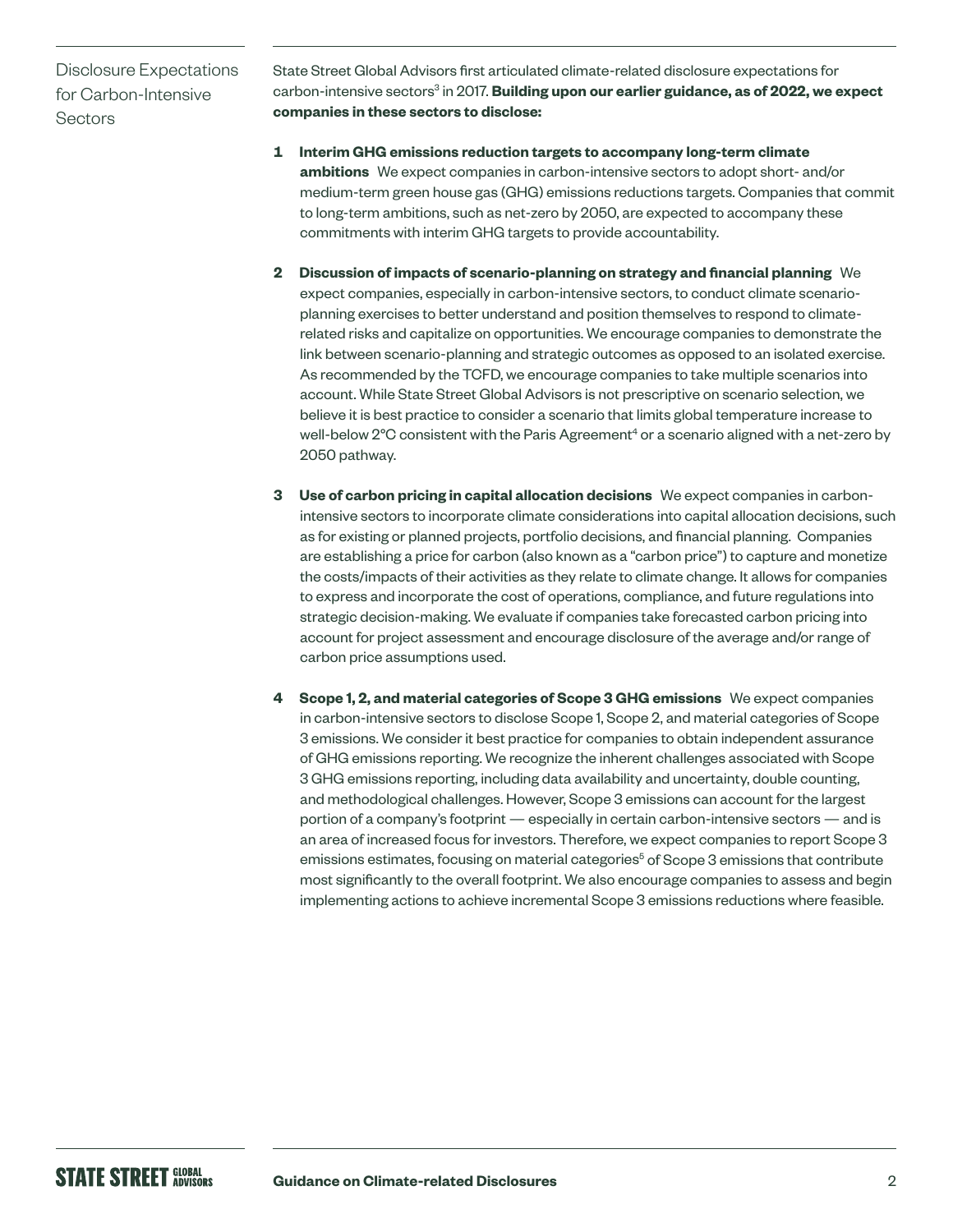## Disclosure Expectations for Carbon-Intensive Sectors

State Street Global Advisors first articulated climate-related disclosure expectations for carbon-intensive sectors[3] in 2017. **Building upon our earlier guidance, as of 2022, we expect companies in these sectors to disclose:**

1. **Interim GHG emissions reduction targets to accompany long-term climate ambitions** We expect companies in carbon-intensive sectors to adopt short- and/or medium-term green house gas (GHG) emissions reductions targets. Companies that commit to long-term ambitions, such as net-zero by 2050, are expected to accompany these commitments with interim GHG targets to provide accountability.

2. **Discussion of impacts of scenario-planning on strategy and financial planning** We expect companies, especially in carbon-intensive sectors, to conduct climate scenario-planning exercises to better understand and position themselves to respond to climate-related risks and capitalize on opportunities. We encourage companies to demonstrate the link between scenario-planning and strategic outcomes as opposed to an isolated exercise. As recommended by the TCFD, we encourage companies to take multiple scenarios into account. While State Street Global Advisors is not prescriptive on scenario selection, we believe it is best practice to consider a scenario that limits global temperature increase to well-below 2°C consistent with the Paris Agreement[4] or a scenario aligned with a net-zero by 2050 pathway.

3. **Use of carbon pricing in capital allocation decisions** We expect companies in carbon-intensive sectors to incorporate climate considerations into capital allocation decisions, such as for existing or planned projects, portfolio decisions, and financial planning. Companies are establishing a price for carbon (also known as a "carbon price") to capture and monetize the costs/impacts of their activities as they relate to climate change. It allows for companies to express and incorporate the cost of operations, compliance, and future regulations into strategic decision-making. We evaluate if companies take forecasted carbon pricing into account for project assessment and encourage disclosure of the average and/or range of carbon price assumptions used.

4. **Scope 1, 2, and material categories of Scope 3 GHG emissions** We expect companies in carbon-intensive sectors to disclose Scope 1, Scope 2, and material categories of Scope 3 emissions. We consider it best practice for companies to obtain independent assurance of GHG emissions reporting. We recognize the inherent challenges associated with Scope 3 GHG emissions reporting, including data availability and uncertainty, double counting, and methodological challenges. However, Scope 3 emissions can account for the largest portion of a company's footprint — especially in certain carbon-intensive sectors — and is an area of increased focus for investors. Therefore, we expect companies to report Scope 3 emissions estimates, focusing on material categories[5] of Scope 3 emissions that contribute most significantly to the overall footprint. We also encourage companies to assess and begin implementing actions to achieve incremental Scope 3 emissions reductions where feasible.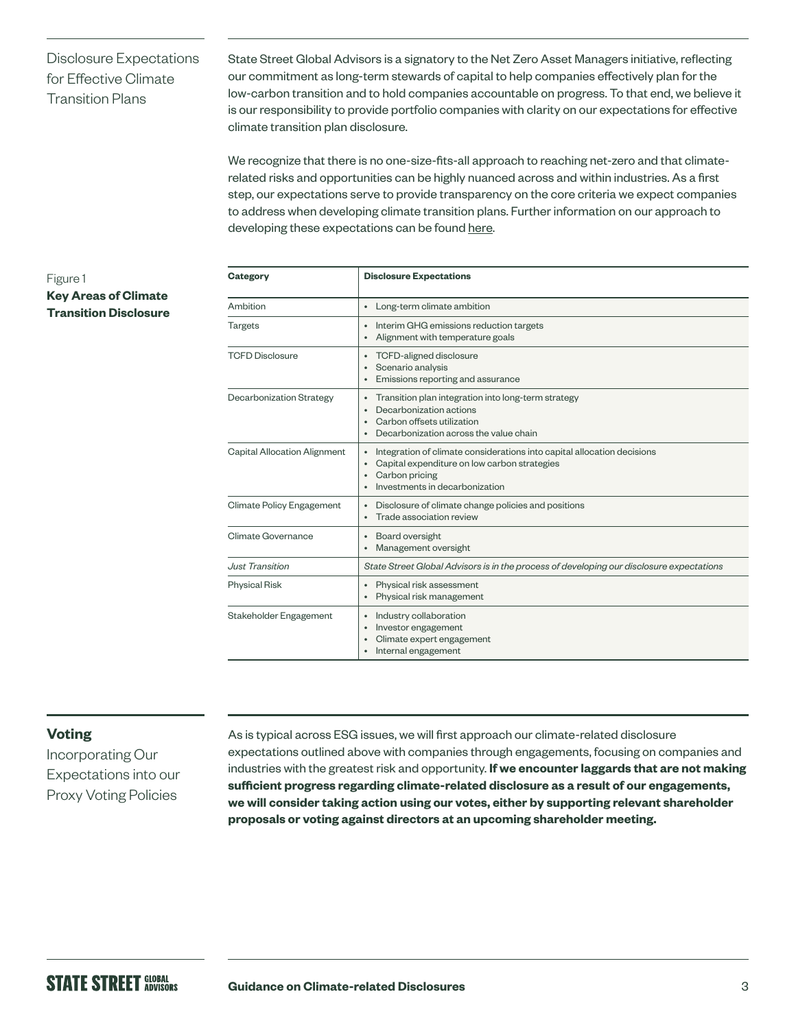## Disclosure Expectations for Effective Climate Transition Plans

State Street Global Advisors is a signatory to the Net Zero Asset Managers initiative, reflecting our commitment as long-term stewards of capital to help companies effectively plan for the low-carbon transition and to hold companies accountable on progress. To that end, we believe it is our responsibility to provide portfolio companies with clarity on our expectations for effective climate transition plan disclosure.

We recognize that there is no one-size-fits-all approach to reaching net-zero and that climate-related risks and opportunities can be highly nuanced across and within industries. As a first step, our expectations serve to provide transparency on the core criteria we expect companies to address when developing climate transition plans. Further information on our approach to developing these expectations can be found here.

Figure 1
**Key Areas of Climate Transition Disclosure**

| **Category** | **Disclosure Expectations** |
|---|---|
| Ambition | • Long-term climate ambition |
| Targets | • Interim GHG emissions reduction targets<br>• Alignment with temperature goals |
| TCFD Disclosure | • TCFD-aligned disclosure<br>• Scenario analysis<br>• Emissions reporting and assurance |
| Decarbonization Strategy | • Transition plan integration into long-term strategy<br>• Decarbonization actions<br>• Carbon offsets utilization<br>• Decarbonization across the value chain |
| Capital Allocation Alignment | • Integration of climate considerations into capital allocation decisions<br>• Capital expenditure on low carbon strategies<br>• Carbon pricing<br>• Investments in decarbonization |
| Climate Policy Engagement | • Disclosure of climate change policies and positions<br>• Trade association review |
| Climate Governance | • Board oversight<br>• Management oversight |
| *Just Transition* | *State Street Global Advisors is in the process of developing our disclosure expectations* |
| Physical Risk | • Physical risk assessment<br>• Physical risk management |
| Stakeholder Engagement | • Industry collaboration<br>• Investor engagement<br>• Climate expert engagement<br>• Internal engagement |

## Voting

### Incorporating Our Expectations into our Proxy Voting Policies

As is typical across ESG issues, we will first approach our climate-related disclosure expectations outlined above with companies through engagements, focusing on companies and industries with the greatest risk and opportunity. **If we encounter laggards that are not making sufficient progress regarding climate-related disclosure as a result of our engagements, we will consider taking action using our votes, either by supporting relevant shareholder proposals or voting against directors at an upcoming shareholder meeting.**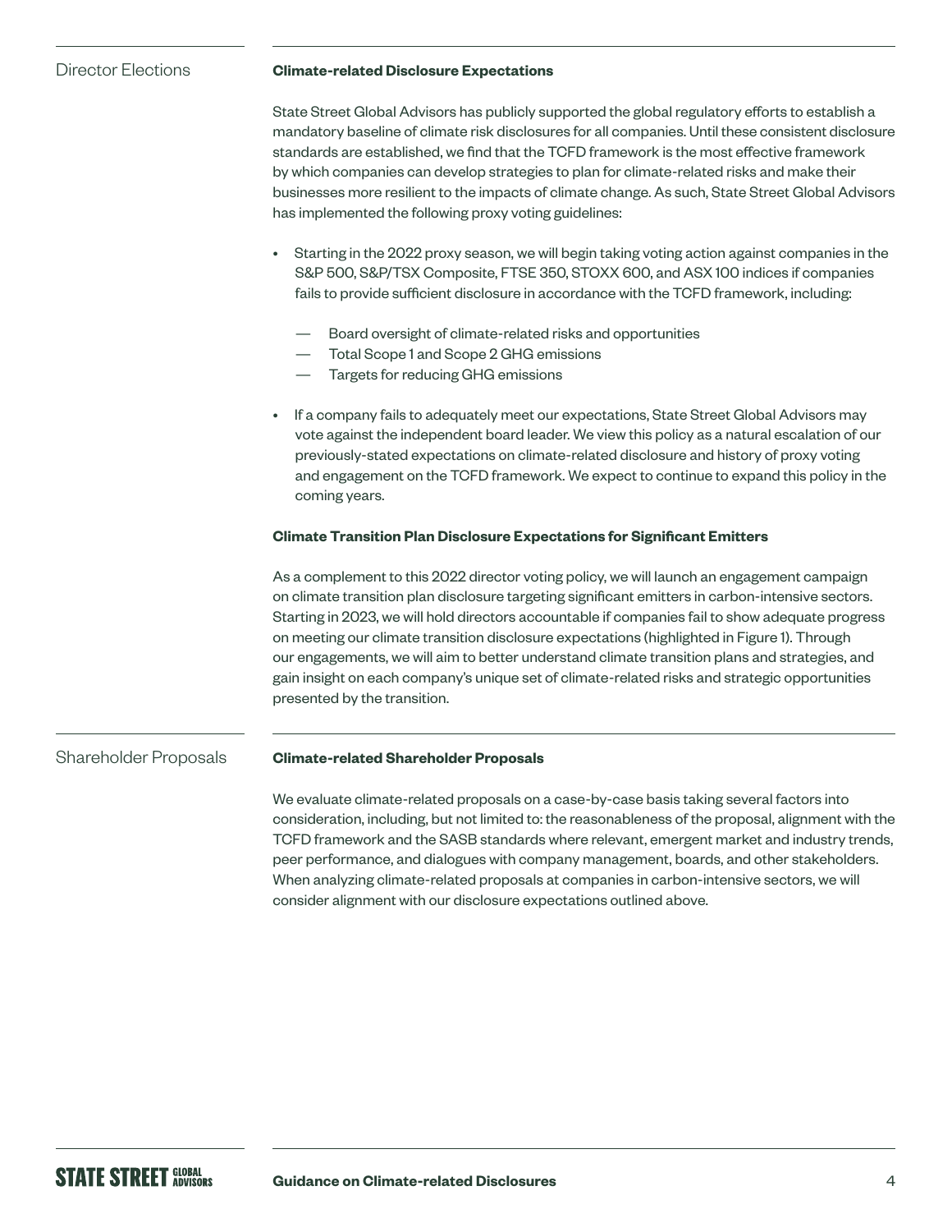## Director Elections

### Climate-related Disclosure Expectations

State Street Global Advisors has publicly supported the global regulatory efforts to establish a mandatory baseline of climate risk disclosures for all companies. Until these consistent disclosure standards are established, we find that the TCFD framework is the most effective framework by which companies can develop strategies to plan for climate-related risks and make their businesses more resilient to the impacts of climate change. As such, State Street Global Advisors has implemented the following proxy voting guidelines:

- Starting in the 2022 proxy season, we will begin taking voting action against companies in the S&P 500, S&P/TSX Composite, FTSE 350, STOXX 600, and ASX 100 indices if companies fails to provide sufficient disclosure in accordance with the TCFD framework, including:
  - Board oversight of climate-related risks and opportunities
  - Total Scope 1 and Scope 2 GHG emissions
  - Targets for reducing GHG emissions
- If a company fails to adequately meet our expectations, State Street Global Advisors may vote against the independent board leader. We view this policy as a natural escalation of our previously-stated expectations on climate-related disclosure and history of proxy voting and engagement on the TCFD framework. We expect to continue to expand this policy in the coming years.

### Climate Transition Plan Disclosure Expectations for Significant Emitters

As a complement to this 2022 director voting policy, we will launch an engagement campaign on climate transition plan disclosure targeting significant emitters in carbon-intensive sectors. Starting in 2023, we will hold directors accountable if companies fail to show adequate progress on meeting our climate transition disclosure expectations (highlighted in Figure 1). Through our engagements, we will aim to better understand climate transition plans and strategies, and gain insight on each company's unique set of climate-related risks and strategic opportunities presented by the transition.

## Shareholder Proposals

### Climate-related Shareholder Proposals

We evaluate climate-related proposals on a case-by-case basis taking several factors into consideration, including, but not limited to: the reasonableness of the proposal, alignment with the TCFD framework and the SASB standards where relevant, emergent market and industry trends, peer performance, and dialogues with company management, boards, and other stakeholders. When analyzing climate-related proposals at companies in carbon-intensive sectors, we will consider alignment with our disclosure expectations outlined above.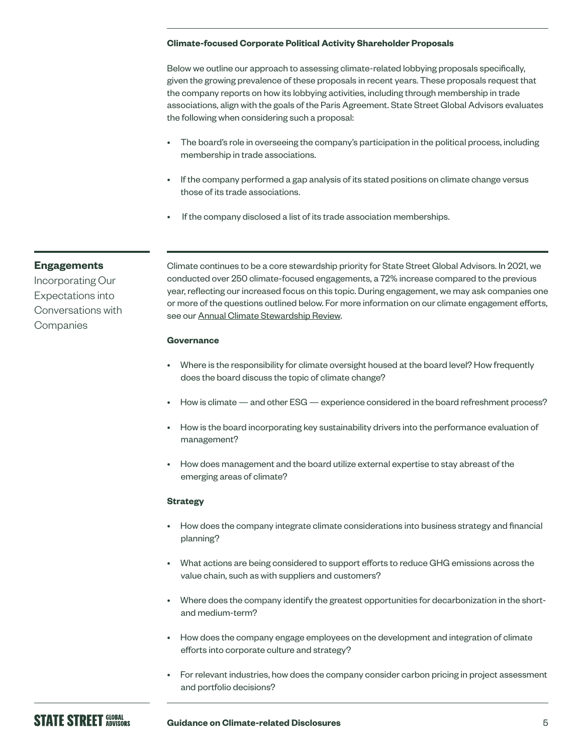### Climate-focused Corporate Political Activity Shareholder Proposals

Below we outline our approach to assessing climate-related lobbying proposals specifically, given the growing prevalence of these proposals in recent years. These proposals request that the company reports on how its lobbying activities, including through membership in trade associations, align with the goals of the Paris Agreement. State Street Global Advisors evaluates the following when considering such a proposal:

- The board's role in overseeing the company's participation in the political process, including membership in trade associations.
- If the company performed a gap analysis of its stated positions on climate change versus those of its trade associations.
- If the company disclosed a list of its trade association memberships.

## Engagements

Incorporating Our Expectations into Conversations with Companies

Climate continues to be a core stewardship priority for State Street Global Advisors. In 2021, we conducted over 250 climate-focused engagements, a 72% increase compared to the previous year, reflecting our increased focus on this topic. During engagement, we may ask companies one or more of the questions outlined below. For more information on our climate engagement efforts, see our Annual Climate Stewardship Review.

### Governance

- Where is the responsibility for climate oversight housed at the board level? How frequently does the board discuss the topic of climate change?
- How is climate — and other ESG — experience considered in the board refreshment process?
- How is the board incorporating key sustainability drivers into the performance evaluation of management?
- How does management and the board utilize external expertise to stay abreast of the emerging areas of climate?

### Strategy

- How does the company integrate climate considerations into business strategy and financial planning?
- What actions are being considered to support efforts to reduce GHG emissions across the value chain, such as with suppliers and customers?
- Where does the company identify the greatest opportunities for decarbonization in the short- and medium-term?
- How does the company engage employees on the development and integration of climate efforts into corporate culture and strategy?
- For relevant industries, how does the company consider carbon pricing in project assessment and portfolio decisions?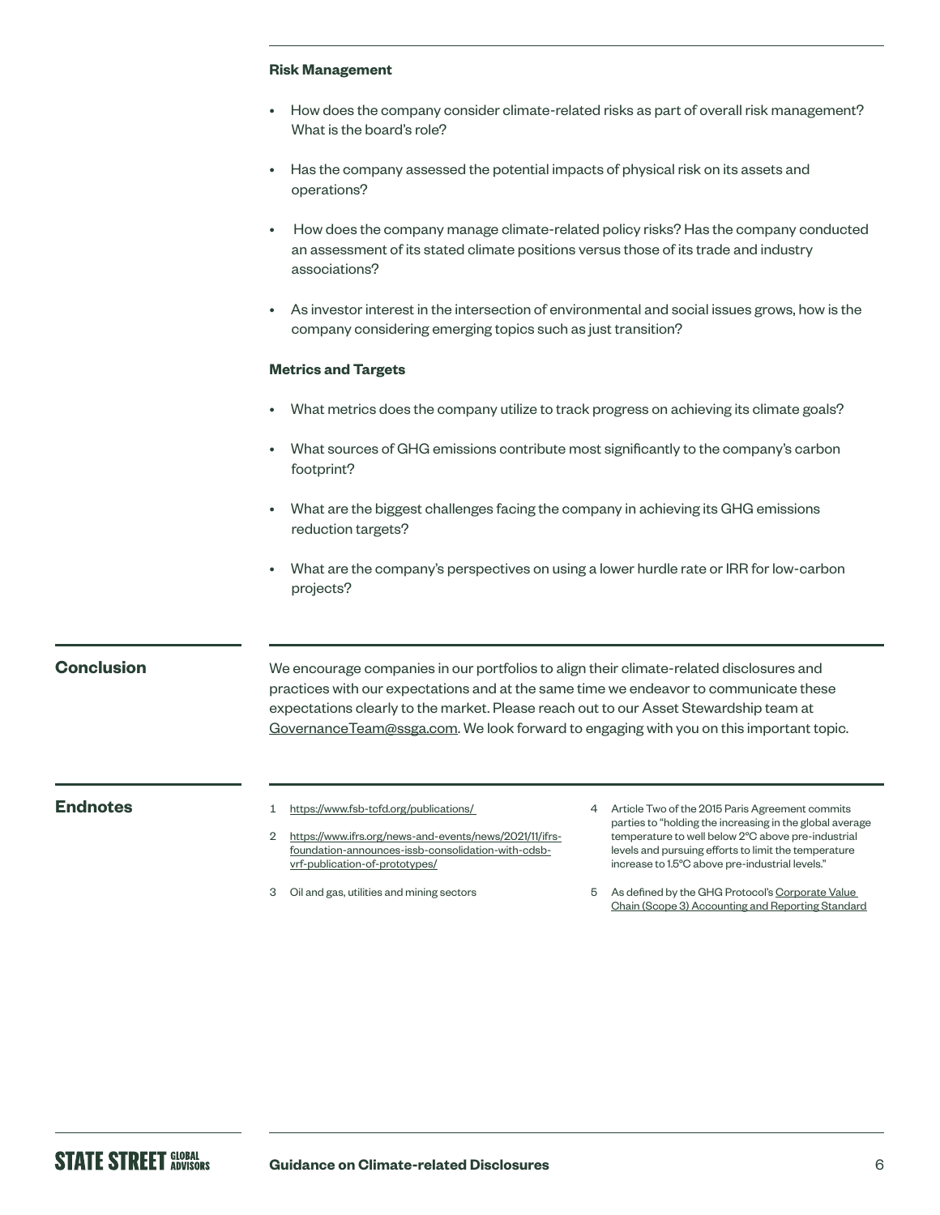**Risk Management**

- How does the company consider climate-related risks as part of overall risk management? What is the board's role?
- Has the company assessed the potential impacts of physical risk on its assets and operations?
- How does the company manage climate-related policy risks? Has the company conducted an assessment of its stated climate positions versus those of its trade and industry associations?
- As investor interest in the intersection of environmental and social issues grows, how is the company considering emerging topics such as just transition?

**Metrics and Targets**

- What metrics does the company utilize to track progress on achieving its climate goals?
- What sources of GHG emissions contribute most significantly to the company's carbon footprint?
- What are the biggest challenges facing the company in achieving its GHG emissions reduction targets?
- What are the company's perspectives on using a lower hurdle rate or IRR for low-carbon projects?

## Conclusion

We encourage companies in our portfolios to align their climate-related disclosures and practices with our expectations and at the same time we endeavor to communicate these expectations clearly to the market. Please reach out to our Asset Stewardship team at GovernanceTeam@ssga.com. We look forward to engaging with you on this important topic.

## Endnotes

1. https://www.fsb-tcfd.org/publications/
2. https://www.ifrs.org/news-and-events/news/2021/11/ifrs-foundation-announces-issb-consolidation-with-cdsb-vrf-publication-of-prototypes/
3. Oil and gas, utilities and mining sectors
4. Article Two of the 2015 Paris Agreement commits parties to "holding the increasing in the global average temperature to well below 2°C above pre-industrial levels and pursuing efforts to limit the temperature increase to 1.5°C above pre-industrial levels."
5. As defined by the GHG Protocol's Corporate Value Chain (Scope 3) Accounting and Reporting Standard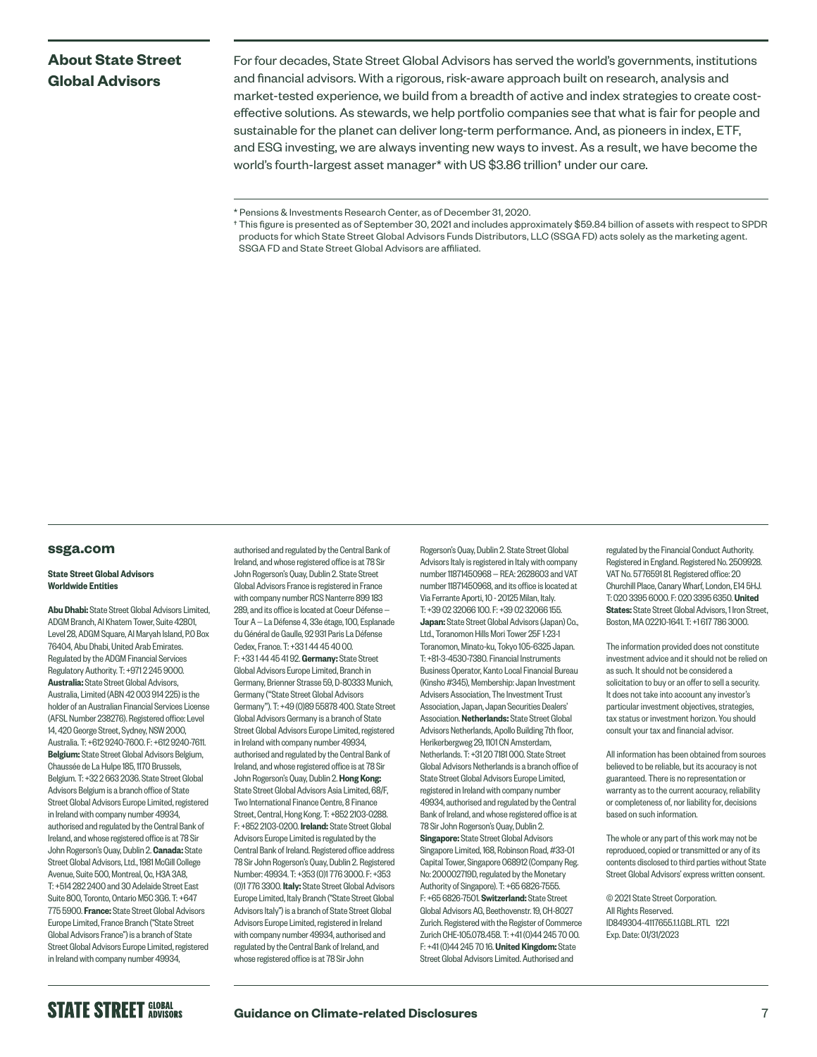## About State Street Global Advisors

For four decades, State Street Global Advisors has served the world's governments, institutions and financial advisors. With a rigorous, risk-aware approach built on research, analysis and market-tested experience, we build from a breadth of active and index strategies to create cost-effective solutions. As stewards, we help portfolio companies see that what is fair for people and sustainable for the planet can deliver long-term performance. And, as pioneers in index, ETF, and ESG investing, we are always inventing new ways to invest. As a result, we have become the world's fourth-largest asset manager* with US $3.86 trillion† under our care.

\* Pensions & Investments Research Center, as of December 31, 2020.

† This figure is presented as of September 30, 2021 and includes approximately $59.84 billion of assets with respect to SPDR products for which State Street Global Advisors Funds Distributors, LLC (SSGA FD) acts solely as the marketing agent. SSGA FD and State Street Global Advisors are affiliated.

**ssga.com**

**State Street Global Advisors Worldwide Entities**

**Abu Dhabi:** State Street Global Advisors Limited, ADGM Branch, Al Khatem Tower, Suite 42801, Level 28, ADGM Square, Al Maryah Island, P.O Box 76404, Abu Dhabi, United Arab Emirates. Regulated by the ADGM Financial Services Regulatory Authority. T: +971 2 245 9000. **Australia:** State Street Global Advisors, Australia, Limited (ABN 42 003 914 225) is the holder of an Australian Financial Services License (AFSL Number 238276). Registered office: Level 14, 420 George Street, Sydney, NSW 2000, Australia. T: +612 9240-7600. F: +612 9240-7611. **Belgium:** State Street Global Advisors Belgium, Chaussée de La Hulpe 185, 1170 Brussels, Belgium. T: +32 2 663 2036. State Street Global Advisors Belgium is a branch office of State Street Global Advisors Europe Limited, registered in Ireland with company number 49934, authorised and regulated by the Central Bank of Ireland, and whose registered office is at 78 Sir John Rogerson's Quay, Dublin 2. **Canada:** State Street Global Advisors, Ltd., 1981 McGill College Avenue, Suite 500, Montreal, Qc, H3A 3A8, T: +514 282 2400 and 30 Adelaide Street East Suite 800, Toronto, Ontario M5C 3G6. T: +647 775 5900. **France:** State Street Global Advisors Europe Limited, France Branch ("State Street Global Advisors France") is a branch of State Street Global Advisors Europe Limited, registered in Ireland with company number 49934, authorised and regulated by the Central Bank of Ireland, and whose registered office is at 78 Sir John Rogerson's Quay, Dublin 2. State Street Global Advisors France is registered in France with company number RCS Nanterre 899 183 289, and its office is located at Coeur Défense — Tour A — La Défense 4, 33e étage, 100, Esplanade du Général de Gaulle, 92 931 Paris La Défense Cedex, France. T: +33 1 44 45 40 00. F: +33 1 44 45 41 92. **Germany:** State Street Global Advisors Europe Limited, Branch in Germany, Brienner Strasse 59, D-80333 Munich, Germany ("State Street Global Advisors Germany"). T: +49 (0)89 55878 400. State Street Global Advisors Germany is a branch of State Street Global Advisors Europe Limited, registered in Ireland with company number 49934, authorised and regulated by the Central Bank of Ireland, and whose registered office is at 78 Sir John Rogerson's Quay, Dublin 2. **Hong Kong:** State Street Global Advisors Asia Limited, 68/F, Two International Finance Centre, 8 Finance Street, Central, Hong Kong. T: +852 2103-0288. F: +852 2103-0200. **Ireland:** State Street Global Advisors Europe Limited is regulated by the Central Bank of Ireland. Registered office address 78 Sir John Rogerson's Quay, Dublin 2. Registered Number: 49934. T: +353 (0)1 776 3000. F: +353 (0)1 776 3300. **Italy:** State Street Global Advisors Europe Limited, Italy Branch ("State Street Global Advisors Italy") is a branch of State Street Global Advisors Europe Limited, registered in Ireland with company number 49934, authorised and regulated by the Central Bank of Ireland, and whose registered office is at 78 Sir John Rogerson's Quay, Dublin 2. State Street Global Advisors Italy is registered in Italy with company number 11871450968 — REA: 2628603 and VAT number 11871450968, and its office is located at Via Ferrante Aporti, 10 - 20125 Milan, Italy. T: +39 02 32066 100. F: +39 02 32066 155. **Japan:** State Street Global Advisors (Japan) Co., Ltd., Toranomon Hills Mori Tower 25F 1-23-1 Toranomon, Minato-ku, Tokyo 105-6325 Japan. T: +81-3-4530-7380. Financial Instruments Business Operator, Kanto Local Financial Bureau (Kinsho #345), Membership: Japan Investment Advisers Association, The Investment Trust Association, Japan, Japan Securities Dealers' Association. **Netherlands:** State Street Global Advisors Netherlands, Apollo Building 7th floor, Herikerbergweg 29, 1101 CN Amsterdam, Netherlands. T: +31 20 7181 000. State Street Global Advisors Netherlands is a branch office of State Street Global Advisors Europe Limited, registered in Ireland with company number 49934, authorised and regulated by the Central Bank of Ireland, and whose registered office is at 78 Sir John Rogerson's Quay, Dublin 2. **Singapore:** State Street Global Advisors Singapore Limited, 168, Robinson Road, #33-01 Capital Tower, Singapore 068912 (Company Reg. No: 200002719D, regulated by the Monetary Authority of Singapore). T: +65 6826-7555. F: +65 6826-7501. **Switzerland:** State Street Global Advisors AG, Beethovenstr. 19, CH-8027 Zurich. Registered with the Register of Commerce Zurich CHE-105.078.458. T: +41 (0)44 245 70 00. F: +41 (0)44 245 70 16. **United Kingdom:** State Street Global Advisors Limited. Authorised and regulated by the Financial Conduct Authority. Registered in England. Registered No. 2509928. VAT No. 5776591 81. Registered office: 20 Churchill Place, Canary Wharf, London, E14 5HJ. T: 020 3395 6000. F: 020 3395 6350. **United States:** State Street Global Advisors, 1 Iron Street, Boston, MA 02210-1641. T: +1 617 786 3000.

The information provided does not constitute investment advice and it should not be relied on as such. It should not be considered a solicitation to buy or an offer to sell a security. It does not take into account any investor's particular investment objectives, strategies, tax status or investment horizon. You should consult your tax and financial advisor.

All information has been obtained from sources believed to be reliable, but its accuracy is not guaranteed. There is no representation or warranty as to the current accuracy, reliability or completeness of, nor liability for, decisions based on such information.

The whole or any part of this work may not be reproduced, copied or transmitted or any of its contents disclosed to third parties without State Street Global Advisors' express written consent.

© 2021 State Street Corporation.
All Rights Reserved.
ID849304-4117655.1.1.GBL.RTL 1221
Exp. Date: 01/31/2023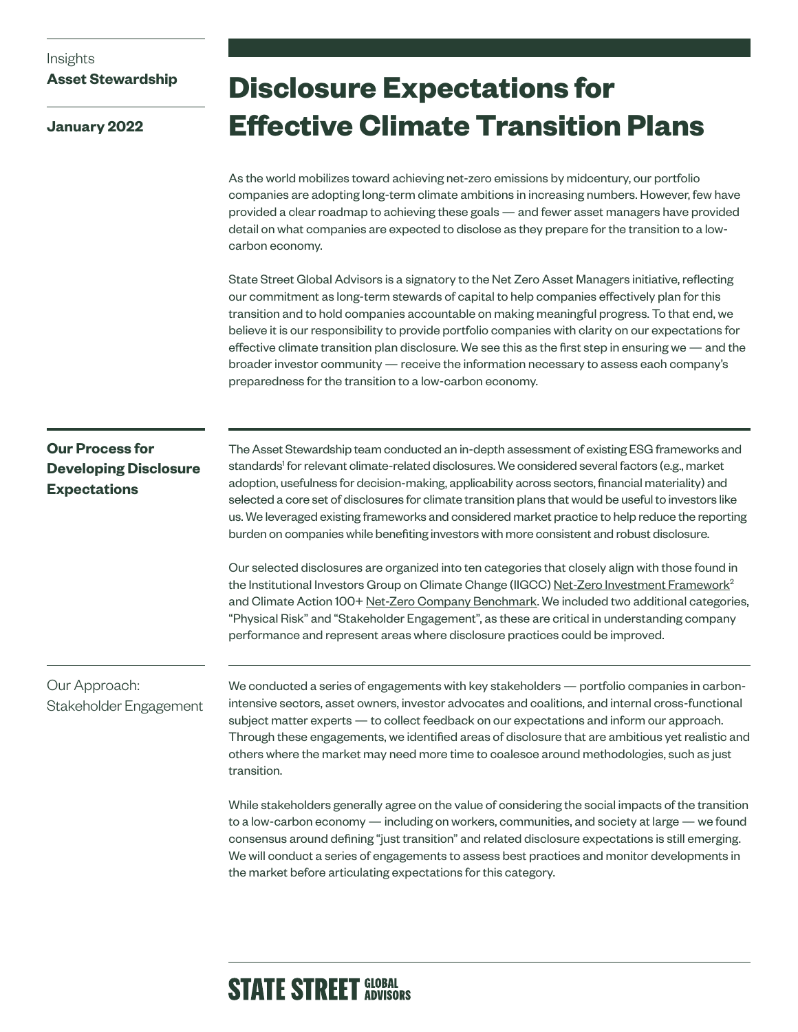Insights
**Asset Stewardship**

**January 2022**

# Disclosure Expectations for Effective Climate Transition Plans

As the world mobilizes toward achieving net-zero emissions by midcentury, our portfolio companies are adopting long-term climate ambitions in increasing numbers. However, few have provided a clear roadmap to achieving these goals — and fewer asset managers have provided detail on what companies are expected to disclose as they prepare for the transition to a low-carbon economy.

State Street Global Advisors is a signatory to the Net Zero Asset Managers initiative, reflecting our commitment as long-term stewards of capital to help companies effectively plan for this transition and to hold companies accountable on making meaningful progress. To that end, we believe it is our responsibility to provide portfolio companies with clarity on our expectations for effective climate transition plan disclosure. We see this as the first step in ensuring we — and the broader investor community — receive the information necessary to assess each company's preparedness for the transition to a low-carbon economy.

## Our Process for Developing Disclosure Expectations

The Asset Stewardship team conducted an in-depth assessment of existing ESG frameworks and standards[1] for relevant climate-related disclosures. We considered several factors (e.g., market adoption, usefulness for decision-making, applicability across sectors, financial materiality) and selected a core set of disclosures for climate transition plans that would be useful to investors like us. We leveraged existing frameworks and considered market practice to help reduce the reporting burden on companies while benefiting investors with more consistent and robust disclosure.

Our selected disclosures are organized into ten categories that closely align with those found in the Institutional Investors Group on Climate Change (IIGCC) Net-Zero Investment Framework[2] and Climate Action 100+ Net-Zero Company Benchmark. We included two additional categories, "Physical Risk" and "Stakeholder Engagement", as these are critical in understanding company performance and represent areas where disclosure practices could be improved.

### Our Approach: Stakeholder Engagement

We conducted a series of engagements with key stakeholders — portfolio companies in carbon-intensive sectors, asset owners, investor advocates and coalitions, and internal cross-functional subject matter experts — to collect feedback on our expectations and inform our approach. Through these engagements, we identified areas of disclosure that are ambitious yet realistic and others where the market may need more time to coalesce around methodologies, such as just transition.

While stakeholders generally agree on the value of considering the social impacts of the transition to a low-carbon economy — including on workers, communities, and society at large — we found consensus around defining "just transition" and related disclosure expectations is still emerging. We will conduct a series of engagements to assess best practices and monitor developments in the market before articulating expectations for this category.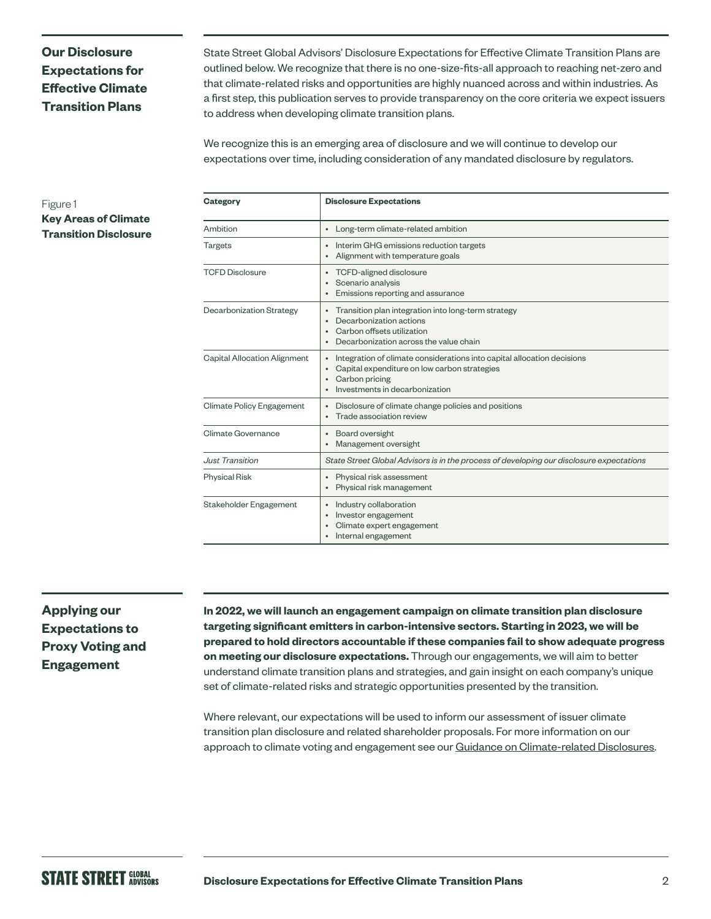## Our Disclosure Expectations for Effective Climate Transition Plans

State Street Global Advisors' Disclosure Expectations for Effective Climate Transition Plans are outlined below. We recognize that there is no one-size-fits-all approach to reaching net-zero and that climate-related risks and opportunities are highly nuanced across and within industries. As a first step, this publication serves to provide transparency on the core criteria we expect issuers to address when developing climate transition plans.

We recognize this is an emerging area of disclosure and we will continue to develop our expectations over time, including consideration of any mandated disclosure by regulators.

Figure 1
**Key Areas of Climate Transition Disclosure**

| Category | Disclosure Expectations |
|---|---|
| Ambition | • Long-term climate-related ambition |
| Targets | • Interim GHG emissions reduction targets<br>• Alignment with temperature goals |
| TCFD Disclosure | • TCFD-aligned disclosure<br>• Scenario analysis<br>• Emissions reporting and assurance |
| Decarbonization Strategy | • Transition plan integration into long-term strategy<br>• Decarbonization actions<br>• Carbon offsets utilization<br>• Decarbonization across the value chain |
| Capital Allocation Alignment | • Integration of climate considerations into capital allocation decisions<br>• Capital expenditure on low carbon strategies<br>• Carbon pricing<br>• Investments in decarbonization |
| Climate Policy Engagement | • Disclosure of climate change policies and positions<br>• Trade association review |
| Climate Governance | • Board oversight<br>• Management oversight |
| *Just Transition* | *State Street Global Advisors is in the process of developing our disclosure expectations* |
| Physical Risk | • Physical risk assessment<br>• Physical risk management |
| Stakeholder Engagement | • Industry collaboration<br>• Investor engagement<br>• Climate expert engagement<br>• Internal engagement |

## Applying our Expectations to Proxy Voting and Engagement

**In 2022, we will launch an engagement campaign on climate transition plan disclosure targeting significant emitters in carbon-intensive sectors. Starting in 2023, we will be prepared to hold directors accountable if these companies fail to show adequate progress on meeting our disclosure expectations.** Through our engagements, we will aim to better understand climate transition plans and strategies, and gain insight on each company's unique set of climate-related risks and strategic opportunities presented by the transition.

Where relevant, our expectations will be used to inform our assessment of issuer climate transition plan disclosure and related shareholder proposals. For more information on our approach to climate voting and engagement see our Guidance on Climate-related Disclosures.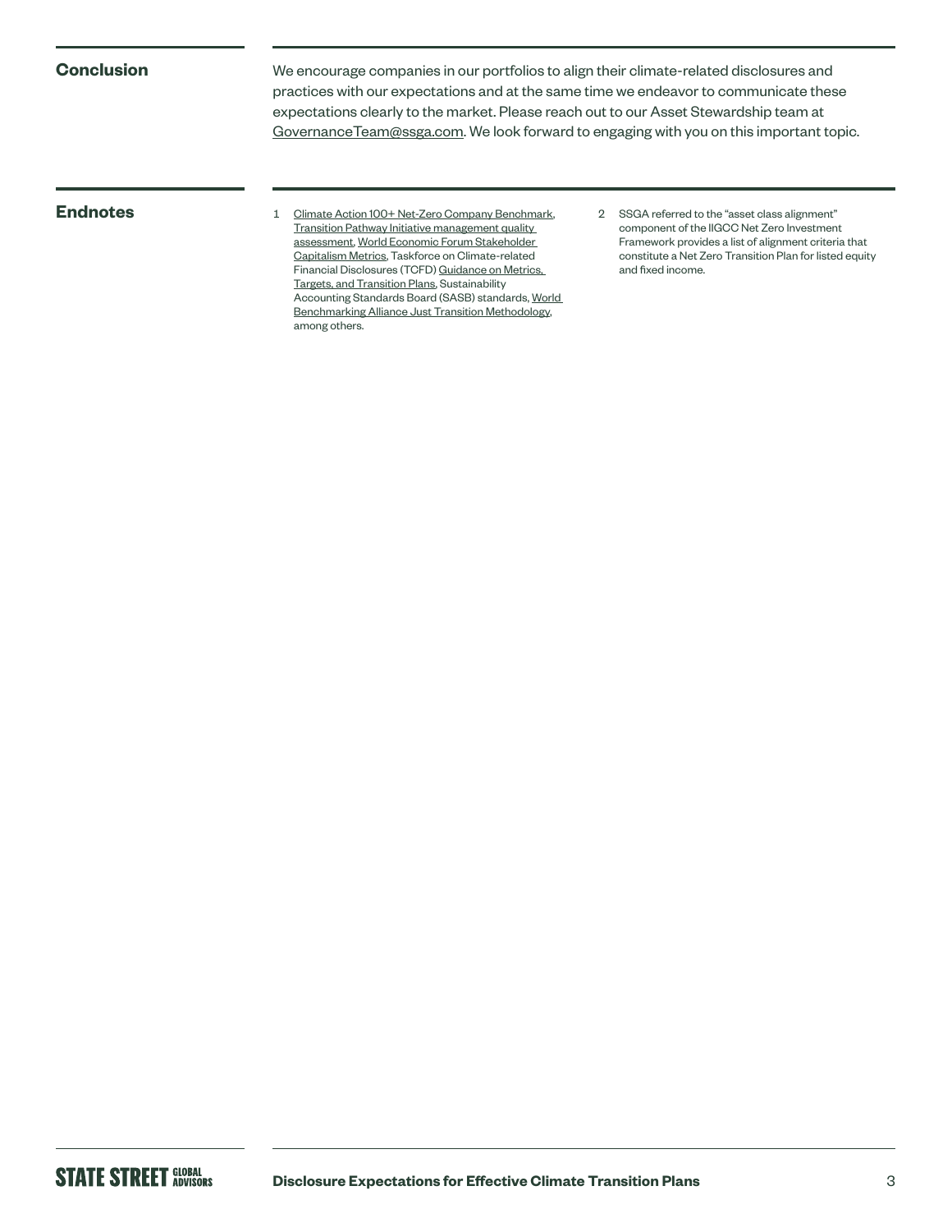## Conclusion

We encourage companies in our portfolios to align their climate-related disclosures and practices with our expectations and at the same time we endeavor to communicate these expectations clearly to the market. Please reach out to our Asset Stewardship team at GovernanceTeam@ssga.com. We look forward to engaging with you on this important topic.

## Endnotes

1. Climate Action 100+ Net-Zero Company Benchmark, Transition Pathway Initiative management quality assessment, World Economic Forum Stakeholder Capitalism Metrics, Taskforce on Climate-related Financial Disclosures (TCFD) Guidance on Metrics, Targets, and Transition Plans, Sustainability Accounting Standards Board (SASB) standards, World Benchmarking Alliance Just Transition Methodology, among others.

2. SSGA referred to the "asset class alignment" component of the IIGCC Net Zero Investment Framework provides a list of alignment criteria that constitute a Net Zero Transition Plan for listed equity and fixed income.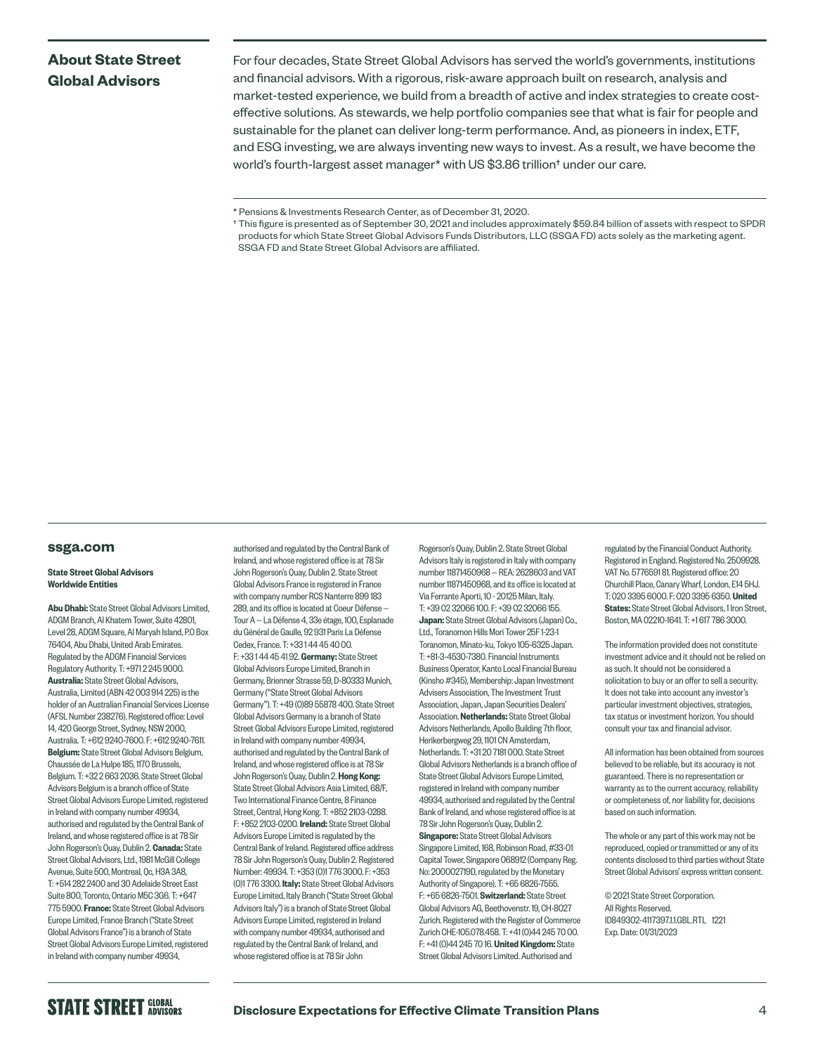## About State Street Global Advisors

For four decades, State Street Global Advisors has served the world's governments, institutions and financial advisors. With a rigorous, risk-aware approach built on research, analysis and market-tested experience, we build from a breadth of active and index strategies to create cost-effective solutions. As stewards, we help portfolio companies see that what is fair for people and sustainable for the planet can deliver long-term performance. And, as pioneers in index, ETF, and ESG investing, we are always inventing new ways to invest. As a result, we have become the world's fourth-largest asset manager* with US $3.86 trillion† under our care.

\* Pensions & Investments Research Center, as of December 31, 2020.

† This figure is presented as of September 30, 2021 and includes approximately $59.84 billion of assets with respect to SPDR products for which State Street Global Advisors Funds Distributors, LLC (SSGA FD) acts solely as the marketing agent. SSGA FD and State Street Global Advisors are affiliated.

**ssga.com**

**State Street Global Advisors Worldwide Entities**

**Abu Dhabi:** State Street Global Advisors Limited, ADGM Branch, Al Khatem Tower, Suite 42801, Level 28, ADGM Square, Al Maryah Island, P.O Box 76404, Abu Dhabi, United Arab Emirates. Regulated by the ADGM Financial Services Regulatory Authority. T: +971 2 245 9000. **Australia:** State Street Global Advisors, Australia, Limited (ABN 42 003 914 225) is the holder of an Australian Financial Services License (AFSL Number 238276). Registered office: Level 14, 420 George Street, Sydney, NSW 2000, Australia. T: +612 9240-7600. F: +612 9240-7611. **Belgium:** State Street Global Advisors Belgium, Chaussée de La Hulpe 185, 1170 Brussels, Belgium. T: +32 2 663 2036. State Street Global Advisors Belgium is a branch office of State Street Global Advisors Europe Limited, registered in Ireland with company number 49934, authorised and regulated by the Central Bank of Ireland, and whose registered office is at 78 Sir John Rogerson's Quay, Dublin 2. **Canada:** State Street Global Advisors, Ltd., 1981 McGill College Avenue, Suite 500, Montreal, Qc, H3A 3A8, T: +514 282 2400 and 30 Adelaide Street East Suite 800, Toronto, Ontario M5C 3G6. T: +647 775 5900. **France:** State Street Global Advisors Europe Limited, France Branch ("State Street Global Advisors France") is a branch of State Street Global Advisors Europe Limited, registered in Ireland with company number 49934, authorised and regulated by the Central Bank of Ireland, and whose registered office is at 78 Sir John Rogerson's Quay, Dublin 2. State Street Global Advisors France is registered in France with company number RCS Nanterre 899 183 289, and its office is located at Coeur Défense – Tour A – La Défense 4, 33e étage, 100, Esplanade du Général de Gaulle, 92 931 Paris La Défense Cedex, France. T: +33 1 44 45 40 00. F: +33 1 44 45 41 92. **Germany:** State Street Global Advisors Europe Limited, Branch in Germany, Brienner Strasse 59, D-80333 Munich, Germany ("State Street Global Advisors Germany"). T: +49 (0)89 55878 400. State Street Global Advisors Germany is a branch of State Street Global Advisors Europe Limited, registered in Ireland with company number 49934, authorised and regulated by the Central Bank of Ireland, and whose registered office is at 78 Sir John Rogerson's Quay, Dublin 2. **Hong Kong:** State Street Global Advisors Asia Limited, 68/F, Two International Finance Centre, 8 Finance Street, Central, Hong Kong. T: +852 2103-0288. F: +852 2103-0200. **Ireland:** State Street Global Advisors Europe Limited is regulated by the Central Bank of Ireland. Registered office address 78 Sir John Rogerson's Quay, Dublin 2. Registered Number: 49934. T: +353 (0)1 776 3000. F: +353 (0)1 776 3300. **Italy:** State Street Global Advisors Europe Limited, Italy Branch ("State Street Global Advisors Italy") is a branch of State Street Global Advisors Europe Limited, registered in Ireland with company number 49934, authorised and regulated by the Central Bank of Ireland, and whose registered office is at 78 Sir John Rogerson's Quay, Dublin 2. State Street Global Advisors Italy is registered in Italy with company number 11871450968 – REA: 2628603 and VAT number 11871450968, and its office is located at Via Ferrante Aporti, 10 - 20125 Milan, Italy. T: +39 02 32066 100. F: +39 02 32066 155. **Japan:** State Street Global Advisors (Japan) Co., Ltd., Toranomon Hills Mori Tower 25F 1-23-1 Toranomon, Minato-ku, Tokyo 105-6325 Japan. T: +81-3-4530-7380. Financial Instruments Business Operator, Kanto Local Financial Bureau (Kinsho #345), Membership: Japan Investment Advisers Association, The Investment Trust Association, Japan, Japan Securities Dealers' Association. **Netherlands:** State Street Global Advisors Netherlands, Apollo Building 7th floor, Herikerbergweg 29, 1101 CN Amsterdam, Netherlands. T: +31 20 7181 000. State Street Global Advisors Netherlands is a branch office of State Street Global Advisors Europe Limited, registered in Ireland with company number 49934, authorised and regulated by the Central Bank of Ireland, and whose registered office is at 78 Sir John Rogerson's Quay, Dublin 2. **Singapore:** State Street Global Advisors Singapore Limited, 168, Robinson Road, #33-01 Capital Tower, Singapore 068912 (Company Reg. No: 200002719D, regulated by the Monetary Authority of Singapore). T: +65 6826-7555. F: +65 6826-7501. **Switzerland:** State Street Global Advisors AG, Beethovenstr. 19, CH-8027 Zurich. Registered with the Register of Commerce Zurich CHE-105.078.458. T: +41 (0)44 245 70 00. F: +41 (0)44 245 70 16. **United Kingdom:** State Street Global Advisors Limited. Authorised and regulated by the Financial Conduct Authority. Registered in England. Registered No. 2509928. VAT No. 5776591 81. Registered office: 20 Churchill Place, Canary Wharf, London, E14 5HJ. T: 020 3395 6000. F: 020 3395 6350. **United States:** State Street Global Advisors, 1 Iron Street, Boston, MA 02210-1641. T: +1 617 786 3000.

The information provided does not constitute investment advice and it should not be relied on as such. It should not be considered a solicitation to buy or an offer to sell a security. It does not take into account any investor's particular investment objectives, strategies, tax status or investment horizon. You should consult your tax and financial advisor.

All information has been obtained from sources believed to be reliable, but its accuracy is not guaranteed. There is no representation or warranty as to the current accuracy, reliability or completeness of, nor liability for, decisions based on such information.

The whole or any part of this work may not be reproduced, copied or transmitted or any of its contents disclosed to third parties without State Street Global Advisors' express written consent.

© 2021 State Street Corporation.
All Rights Reserved.
ID849302-4117397.1.1.GBL.RTL 1221
Exp. Date: 01/31/2023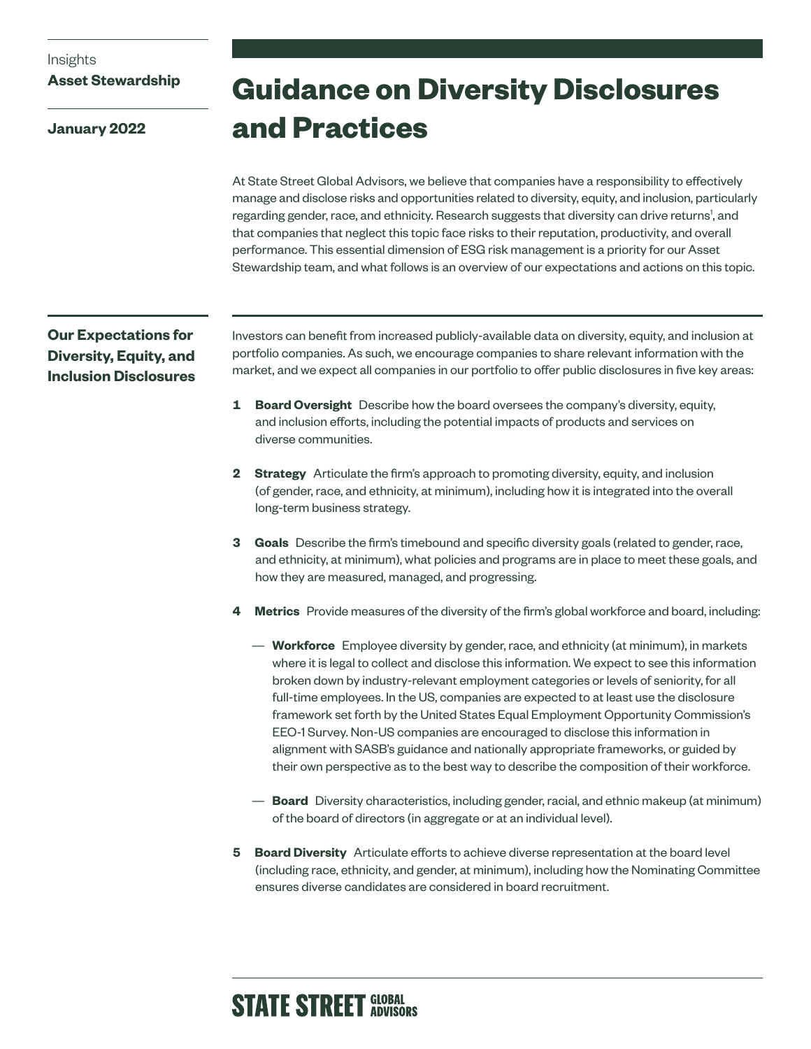Insights
**Asset Stewardship**

**January 2022**

# Guidance on Diversity Disclosures and Practices

At State Street Global Advisors, we believe that companies have a responsibility to effectively manage and disclose risks and opportunities related to diversity, equity, and inclusion, particularly regarding gender, race, and ethnicity. Research suggests that diversity can drive returns[1], and that companies that neglect this topic face risks to their reputation, productivity, and overall performance. This essential dimension of ESG risk management is a priority for our Asset Stewardship team, and what follows is an overview of our expectations and actions on this topic.

## Our Expectations for Diversity, Equity, and Inclusion Disclosures

Investors can benefit from increased publicly-available data on diversity, equity, and inclusion at portfolio companies. As such, we encourage companies to share relevant information with the market, and we expect all companies in our portfolio to offer public disclosures in five key areas:

1. **Board Oversight** Describe how the board oversees the company's diversity, equity, and inclusion efforts, including the potential impacts of products and services on diverse communities.

2. **Strategy** Articulate the firm's approach to promoting diversity, equity, and inclusion (of gender, race, and ethnicity, at minimum), including how it is integrated into the overall long-term business strategy.

3. **Goals** Describe the firm's timebound and specific diversity goals (related to gender, race, and ethnicity, at minimum), what policies and programs are in place to meet these goals, and how they are measured, managed, and progressing.

4. **Metrics** Provide measures of the diversity of the firm's global workforce and board, including:

   — **Workforce** Employee diversity by gender, race, and ethnicity (at minimum), in markets where it is legal to collect and disclose this information. We expect to see this information broken down by industry-relevant employment categories or levels of seniority, for all full-time employees. In the US, companies are expected to at least use the disclosure framework set forth by the United States Equal Employment Opportunity Commission's EEO-1 Survey. Non-US companies are encouraged to disclose this information in alignment with SASB's guidance and nationally appropriate frameworks, or guided by their own perspective as to the best way to describe the composition of their workforce.

   — **Board** Diversity characteristics, including gender, racial, and ethnic makeup (at minimum) of the board of directors (in aggregate or at an individual level).

5. **Board Diversity** Articulate efforts to achieve diverse representation at the board level (including race, ethnicity, and gender, at minimum), including how the Nominating Committee ensures diverse candidates are considered in board recruitment.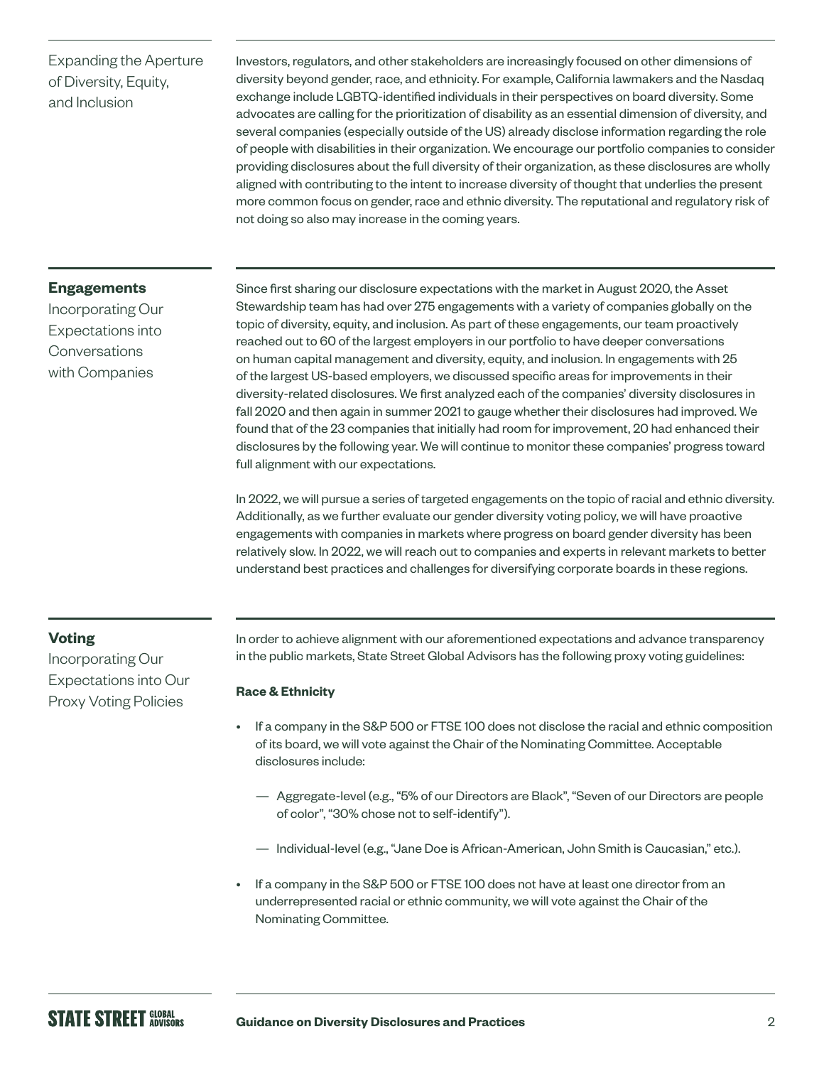## Expanding the Aperture of Diversity, Equity, and Inclusion

Investors, regulators, and other stakeholders are increasingly focused on other dimensions of diversity beyond gender, race, and ethnicity. For example, California lawmakers and the Nasdaq exchange include LGBTQ-identified individuals in their perspectives on board diversity. Some advocates are calling for the prioritization of disability as an essential dimension of diversity, and several companies (especially outside of the US) already disclose information regarding the role of people with disabilities in their organization. We encourage our portfolio companies to consider providing disclosures about the full diversity of their organization, as these disclosures are wholly aligned with contributing to the intent to increase diversity of thought that underlies the present more common focus on gender, race and ethnic diversity. The reputational and regulatory risk of not doing so also may increase in the coming years.

## Engagements

### Incorporating Our Expectations into Conversations with Companies

Since first sharing our disclosure expectations with the market in August 2020, the Asset Stewardship team has had over 275 engagements with a variety of companies globally on the topic of diversity, equity, and inclusion. As part of these engagements, our team proactively reached out to 60 of the largest employers in our portfolio to have deeper conversations on human capital management and diversity, equity, and inclusion. In engagements with 25 of the largest US-based employers, we discussed specific areas for improvements in their diversity-related disclosures. We first analyzed each of the companies' diversity disclosures in fall 2020 and then again in summer 2021 to gauge whether their disclosures had improved. We found that of the 23 companies that initially had room for improvement, 20 had enhanced their disclosures by the following year. We will continue to monitor these companies' progress toward full alignment with our expectations.

In 2022, we will pursue a series of targeted engagements on the topic of racial and ethnic diversity. Additionally, as we further evaluate our gender diversity voting policy, we will have proactive engagements with companies in markets where progress on board gender diversity has been relatively slow. In 2022, we will reach out to companies and experts in relevant markets to better understand best practices and challenges for diversifying corporate boards in these regions.

## Voting

### Incorporating Our Expectations into Our Proxy Voting Policies

In order to achieve alignment with our aforementioned expectations and advance transparency in the public markets, State Street Global Advisors has the following proxy voting guidelines:

**Race & Ethnicity**

- If a company in the S&P 500 or FTSE 100 does not disclose the racial and ethnic composition of its board, we will vote against the Chair of the Nominating Committee. Acceptable disclosures include:
  - Aggregate-level (e.g., "5% of our Directors are Black", "Seven of our Directors are people of color", "30% chose not to self-identify").
  - Individual-level (e.g., "Jane Doe is African-American, John Smith is Caucasian," etc.).
- If a company in the S&P 500 or FTSE 100 does not have at least one director from an underrepresented racial or ethnic community, we will vote against the Chair of the Nominating Committee.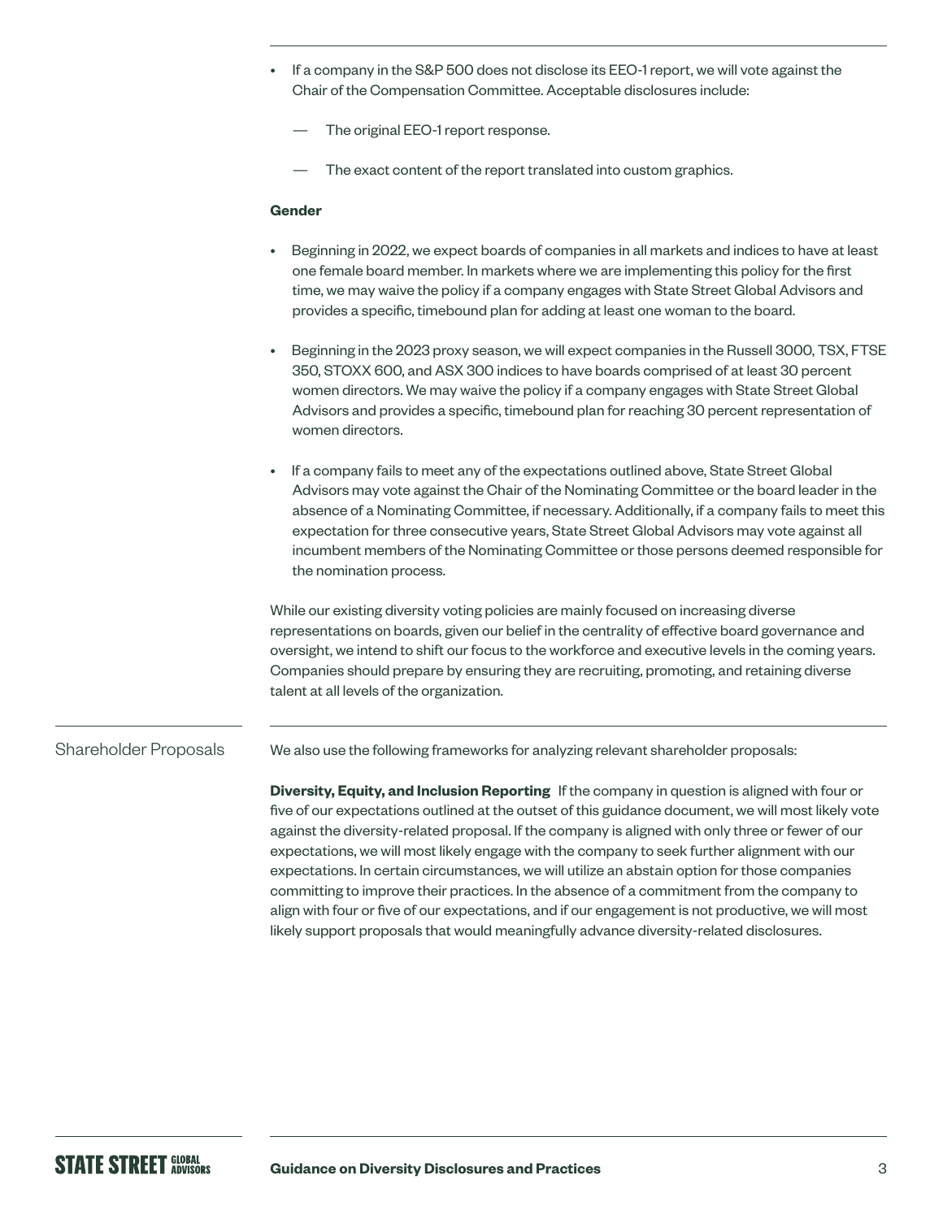- If a company in the S&P 500 does not disclose its EEO-1 report, we will vote against the Chair of the Compensation Committee. Acceptable disclosures include:
  - The original EEO-1 report response.
  - The exact content of the report translated into custom graphics.

**Gender**

- Beginning in 2022, we expect boards of companies in all markets and indices to have at least one female board member. In markets where we are implementing this policy for the first time, we may waive the policy if a company engages with State Street Global Advisors and provides a specific, timebound plan for adding at least one woman to the board.
- Beginning in the 2023 proxy season, we will expect companies in the Russell 3000, TSX, FTSE 350, STOXX 600, and ASX 300 indices to have boards comprised of at least 30 percent women directors. We may waive the policy if a company engages with State Street Global Advisors and provides a specific, timebound plan for reaching 30 percent representation of women directors.
- If a company fails to meet any of the expectations outlined above, State Street Global Advisors may vote against the Chair of the Nominating Committee or the board leader in the absence of a Nominating Committee, if necessary. Additionally, if a company fails to meet this expectation for three consecutive years, State Street Global Advisors may vote against all incumbent members of the Nominating Committee or those persons deemed responsible for the nomination process.

While our existing diversity voting policies are mainly focused on increasing diverse representations on boards, given our belief in the centrality of effective board governance and oversight, we intend to shift our focus to the workforce and executive levels in the coming years. Companies should prepare by ensuring they are recruiting, promoting, and retaining diverse talent at all levels of the organization.

## Shareholder Proposals

We also use the following frameworks for analyzing relevant shareholder proposals:

**Diversity, Equity, and Inclusion Reporting** If the company in question is aligned with four or five of our expectations outlined at the outset of this guidance document, we will most likely vote against the diversity-related proposal. If the company is aligned with only three or fewer of our expectations, we will most likely engage with the company to seek further alignment with our expectations. In certain circumstances, we will utilize an abstain option for those companies committing to improve their practices. In the absence of a commitment from the company to align with four or five of our expectations, and if our engagement is not productive, we will most likely support proposals that would meaningfully advance diversity-related disclosures.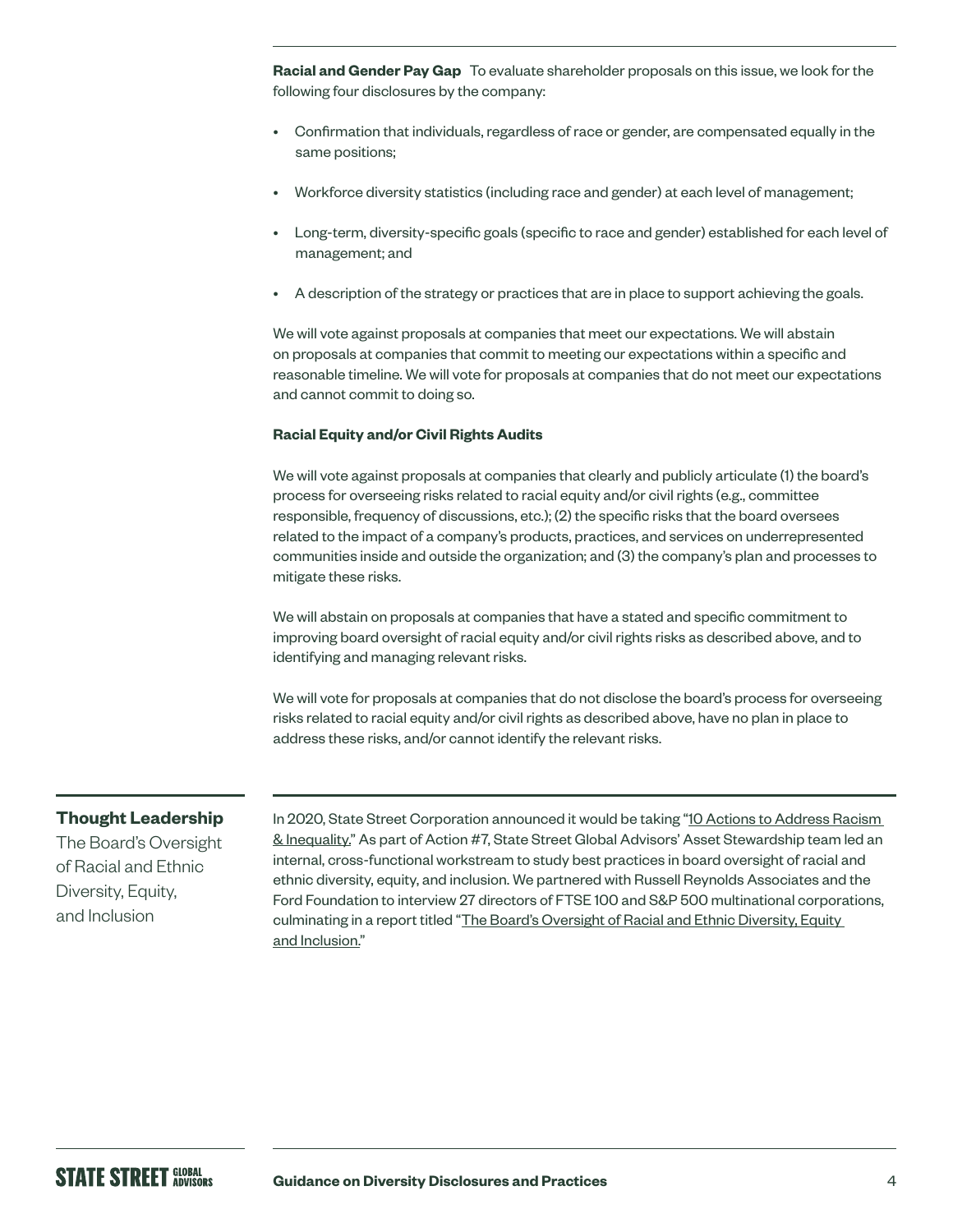**Racial and Gender Pay Gap** To evaluate shareholder proposals on this issue, we look for the following four disclosures by the company:

- Confirmation that individuals, regardless of race or gender, are compensated equally in the same positions;
- Workforce diversity statistics (including race and gender) at each level of management;
- Long-term, diversity-specific goals (specific to race and gender) established for each level of management; and
- A description of the strategy or practices that are in place to support achieving the goals.

We will vote against proposals at companies that meet our expectations. We will abstain on proposals at companies that commit to meeting our expectations within a specific and reasonable timeline. We will vote for proposals at companies that do not meet our expectations and cannot commit to doing so.

**Racial Equity and/or Civil Rights Audits**

We will vote against proposals at companies that clearly and publicly articulate (1) the board's process for overseeing risks related to racial equity and/or civil rights (e.g., committee responsible, frequency of discussions, etc.); (2) the specific risks that the board oversees related to the impact of a company's products, practices, and services on underrepresented communities inside and outside the organization; and (3) the company's plan and processes to mitigate these risks.

We will abstain on proposals at companies that have a stated and specific commitment to improving board oversight of racial equity and/or civil rights risks as described above, and to identifying and managing relevant risks.

We will vote for proposals at companies that do not disclose the board's process for overseeing risks related to racial equity and/or civil rights as described above, have no plan in place to address these risks, and/or cannot identify the relevant risks.

## Thought Leadership

The Board's Oversight of Racial and Ethnic Diversity, Equity, and Inclusion

In 2020, State Street Corporation announced it would be taking "10 Actions to Address Racism & Inequality." As part of Action #7, State Street Global Advisors' Asset Stewardship team led an internal, cross-functional workstream to study best practices in board oversight of racial and ethnic diversity, equity, and inclusion. We partnered with Russell Reynolds Associates and the Ford Foundation to interview 27 directors of FTSE 100 and S&P 500 multinational corporations, culminating in a report titled "The Board's Oversight of Racial and Ethnic Diversity, Equity and Inclusion."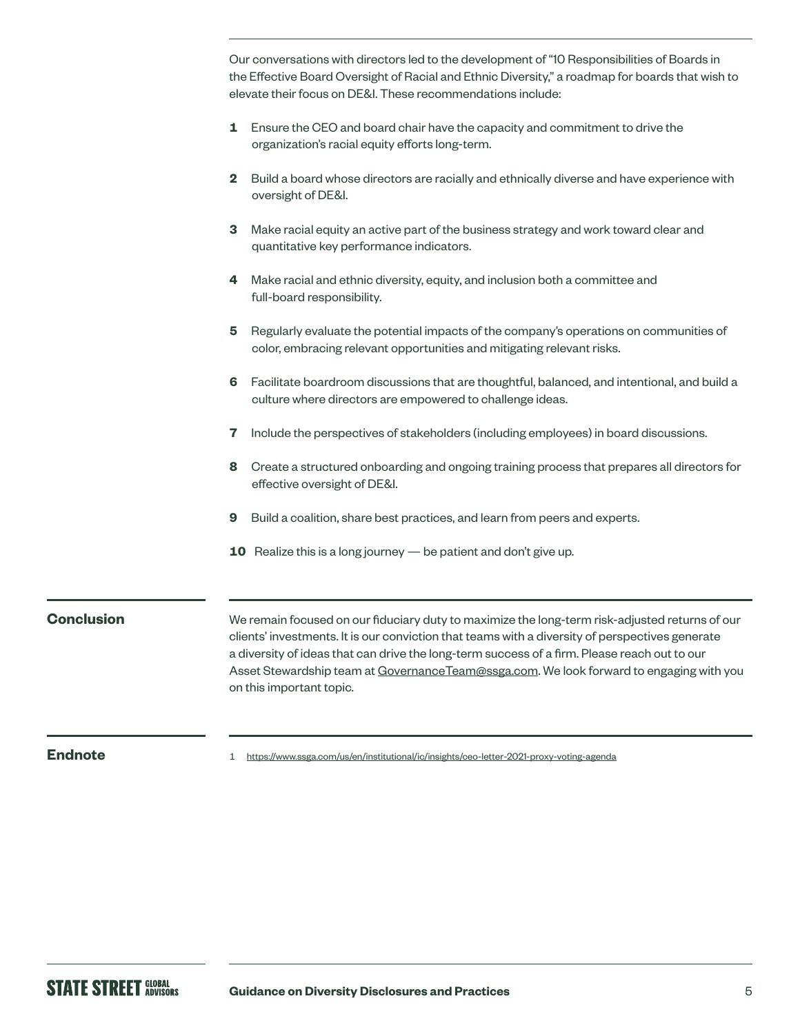Our conversations with directors led to the development of "10 Responsibilities of Boards in the Effective Board Oversight of Racial and Ethnic Diversity," a roadmap for boards that wish to elevate their focus on DE&I. These recommendations include:

1. Ensure the CEO and board chair have the capacity and commitment to drive the organization's racial equity efforts long-term.
2. Build a board whose directors are racially and ethnically diverse and have experience with oversight of DE&I.
3. Make racial equity an active part of the business strategy and work toward clear and quantitative key performance indicators.
4. Make racial and ethnic diversity, equity, and inclusion both a committee and full-board responsibility.
5. Regularly evaluate the potential impacts of the company's operations on communities of color, embracing relevant opportunities and mitigating relevant risks.
6. Facilitate boardroom discussions that are thoughtful, balanced, and intentional, and build a culture where directors are empowered to challenge ideas.
7. Include the perspectives of stakeholders (including employees) in board discussions.
8. Create a structured onboarding and ongoing training process that prepares all directors for effective oversight of DE&I.
9. Build a coalition, share best practices, and learn from peers and experts.
10. Realize this is a long journey — be patient and don't give up.

## Conclusion

We remain focused on our fiduciary duty to maximize the long-term risk-adjusted returns of our clients' investments. It is our conviction that teams with a diversity of perspectives generate a diversity of ideas that can drive the long-term success of a firm. Please reach out to our Asset Stewardship team at GovernanceTeam@ssga.com. We look forward to engaging with you on this important topic.

## Endnote

1 https://www.ssga.com/us/en/institutional/ic/insights/ceo-letter-2021-proxy-voting-agenda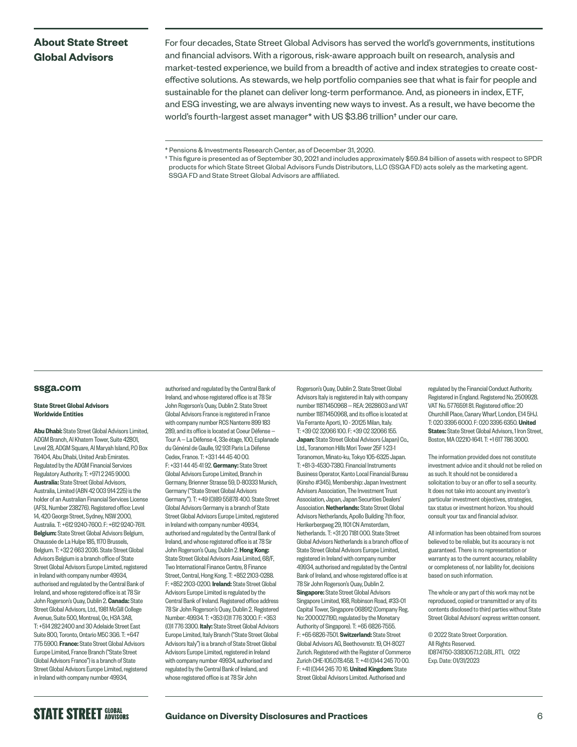## About State Street Global Advisors

For four decades, State Street Global Advisors has served the world's governments, institutions and financial advisors. With a rigorous, risk-aware approach built on research, analysis and market-tested experience, we build from a breadth of active and index strategies to create cost-effective solutions. As stewards, we help portfolio companies see that what is fair for people and sustainable for the planet can deliver long-term performance. And, as pioneers in index, ETF, and ESG investing, we are always inventing new ways to invest. As a result, we have become the world's fourth-largest asset manager* with US $3.86 trillion† under our care.

\* Pensions & Investments Research Center, as of December 31, 2020.

† This figure is presented as of September 30, 2021 and includes approximately $59.84 billion of assets with respect to SPDR products for which State Street Global Advisors Funds Distributors, LLC (SSGA FD) acts solely as the marketing agent. SSGA FD and State Street Global Advisors are affiliated.

**ssga.com**

**State Street Global Advisors Worldwide Entities**

**Abu Dhabi:** State Street Global Advisors Limited, ADGM Branch, Al Khatem Tower, Suite 42801, Level 28, ADGM Square, Al Maryah Island, P.O Box 76404, Abu Dhabi, United Arab Emirates. Regulated by the ADGM Financial Services Regulatory Authority. T: +971 2 245 9000. **Australia:** State Street Global Advisors, Australia, Limited (ABN 42 003 914 225) is the holder of an Australian Financial Services License (AFSL Number 238276). Registered office: Level 14, 420 George Street, Sydney, NSW 2000, Australia. T: +612 9240-7600. F: +612 9240-7611. **Belgium:** State Street Global Advisors Belgium, Chaussée de La Hulpe 185, 1170 Brussels, Belgium. T: +32 2 663 2036. State Street Global Advisors Belgium is a branch office of State Street Global Advisors Europe Limited, registered in Ireland with company number 49934, authorised and regulated by the Central Bank of Ireland, and whose registered office is at 78 Sir John Rogerson's Quay, Dublin 2. **Canada:** State Street Global Advisors, Ltd., 1981 McGill College Avenue, Suite 500, Montreal, Qc, H3A 3A8, T: +514 282 2400 and 30 Adelaide Street East Suite 800, Toronto, Ontario M5C 3G6. T: +647 775 5900. **France:** State Street Global Advisors Europe Limited, France Branch ("State Street Global Advisors France") is a branch of State Street Global Advisors Europe Limited, registered in Ireland with company number 49934, authorised and regulated by the Central Bank of Ireland, and whose registered office is at 78 Sir John Rogerson's Quay, Dublin 2. State Street Global Advisors France is registered in France with company number RCS Nanterre 899 183 289, and its office is located at Coeur Défense – Tour A – La Défense 4, 33e étage, 100, Esplanade du Général de Gaulle, 92 931 Paris La Défense Cedex, France. T: +33 1 44 45 40 00. F: +33 1 44 45 41 92. **Germany:** State Street Global Advisors Europe Limited, Branch in Germany, Brienner Strasse 59, D-80333 Munich, Germany ("State Street Global Advisors Germany"). T: +49 (0)89 55878 400. State Street Global Advisors Germany is a branch of State Street Global Advisors Europe Limited, registered in Ireland with company number 49934, authorised and regulated by the Central Bank of Ireland, and whose registered office is at 78 Sir John Rogerson's Quay, Dublin 2. **Hong Kong:** State Street Global Advisors Asia Limited, 68/F, Two International Finance Centre, 8 Finance Street, Central, Hong Kong. T: +852 2103-0288. F: +852 2103-0200. **Ireland:** State Street Global Advisors Europe Limited is regulated by the Central Bank of Ireland. Registered office address 78 Sir John Rogerson's Quay, Dublin 2. Registered Number: 49934. T: +353 (0)1 776 3000. F: +353 (0)1 776 3300. **Italy:** State Street Global Advisors Europe Limited, Italy Branch ("State Street Global Advisors Italy") is a branch of State Street Global Advisors Europe Limited, registered in Ireland with company number 49934, authorised and regulated by the Central Bank of Ireland, and whose registered office is at 78 Sir John Rogerson's Quay, Dublin 2. State Street Global Advisors Italy is registered in Italy with company number 11871450968 — REA: 2628603 and VAT number 11871450968, and its office is located at Via Ferrante Aporti, 10 - 20125 Milan, Italy. T: +39 02 32066 100. F: +39 02 32066 155. **Japan:** State Street Global Advisors (Japan) Co., Ltd., Toranomon Hills Mori Tower 25F 1-23-1 Toranomon, Minato-ku, Tokyo 105-6325 Japan. T: +81-3-4530-7380. Financial Instruments Business Operator, Kanto Local Financial Bureau (Kinsho #345), Membership: Japan Investment Advisers Association, The Investment Trust Association, Japan, Japan Securities Dealers' Association. **Netherlands:** State Street Global Advisors Netherlands, Apollo Building 7th floor, Herikerbergweg 29, 1101 CN Amsterdam, Netherlands. T: +31 20 7181 000. State Street Global Advisors Netherlands is a branch office of State Street Global Advisors Europe Limited, registered in Ireland with company number 49934, authorised and regulated by the Central Bank of Ireland, and whose registered office is at 78 Sir John Rogerson's Quay, Dublin 2. **Singapore:** State Street Global Advisors Singapore Limited, 168, Robinson Road, #33-01 Capital Tower, Singapore 068912 (Company Reg. No: 200002719D, regulated by the Monetary Authority of Singapore). T: +65 6826-7555. F: +65 6826-7501. **Switzerland:** State Street Global Advisors AG, Beethovenstr. 19, CH-8027 Zurich. Registered with the Register of Commerce Zurich CHE-105.078.458. T: +41 (0)44 245 70 00. F: +41 (0)44 245 70 16. **United Kingdom:** State Street Global Advisors Limited. Authorised and regulated by the Financial Conduct Authority. Registered in England. Registered No. 2509928. VAT No. 5776591 81. Registered office: 20 Churchill Place, Canary Wharf, London, E14 5HJ. T: 020 3395 6000. F: 020 3395 6350. **United States:** State Street Global Advisors, 1 Iron Street, Boston, MA 02210-1641. T: +1 617 786 3000.

The information provided does not constitute investment advice and it should not be relied on as such. It should not be considered a solicitation to buy or an offer to sell a security. It does not take into account any investor's particular investment objectives, strategies, tax status or investment horizon. You should consult your tax and financial advisor.

All information has been obtained from sources believed to be reliable, but its accuracy is not guaranteed. There is no representation or warranty as to the current accuracy, reliability or completeness of, nor liability for, decisions based on such information.

The whole or any part of this work may not be reproduced, copied or transmitted or any of its contents disclosed to third parties without State Street Global Advisors' express written consent.

© 2022 State Street Corporation.
All Rights Reserved.
ID874750-3383057.1.2.GBL.RTL 0122
Exp. Date: 01/31/2023